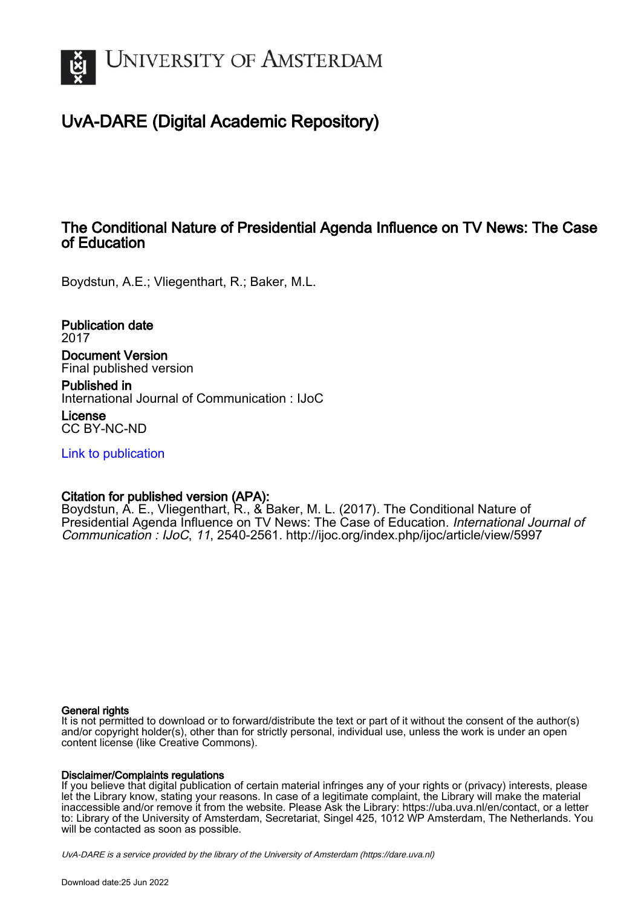# University of Amsterdam

## UvA-DARE (Digital Academic Repository)

### The Conditional Nature of Presidential Agenda Influence on TV News: The Case of Education

Boydstun, A.E.; Vliegenthart, R.; Baker, M.L.

**Publication date**
2017

**Document Version**
Final published version

**Published in**
International Journal of Communication : IJoC

**License**
CC BY-NC-ND

[Link to publication](http://ijoc.org/index.php/ijoc/article/view/5997)

**Citation for published version (APA):**
Boydstun, A. E., Vliegenthart, R., & Baker, M. L. (2017). The Conditional Nature of Presidential Agenda Influence on TV News: The Case of Education. *International Journal of Communication : IJoC*, *11*, 2540-2561. http://ijoc.org/index.php/ijoc/article/view/5997

**General rights**
It is not permitted to download or to forward/distribute the text or part of it without the consent of the author(s) and/or copyright holder(s), other than for strictly personal, individual use, unless the work is under an open content license (like Creative Commons).

**Disclaimer/Complaints regulations**
If you believe that digital publication of certain material infringes any of your rights or (privacy) interests, please let the Library know, stating your reasons. In case of a legitimate complaint, the Library will make the material inaccessible and/or remove it from the website. Please Ask the Library: https://uba.uva.nl/en/contact, or a letter to: Library of the University of Amsterdam, Secretariat, Singel 425, 1012 WP Amsterdam, The Netherlands. You will be contacted as soon as possible.

UvA-DARE is a service provided by the library of the University of Amsterdam (https://dare.uva.nl)

Download date:25 Jun 2022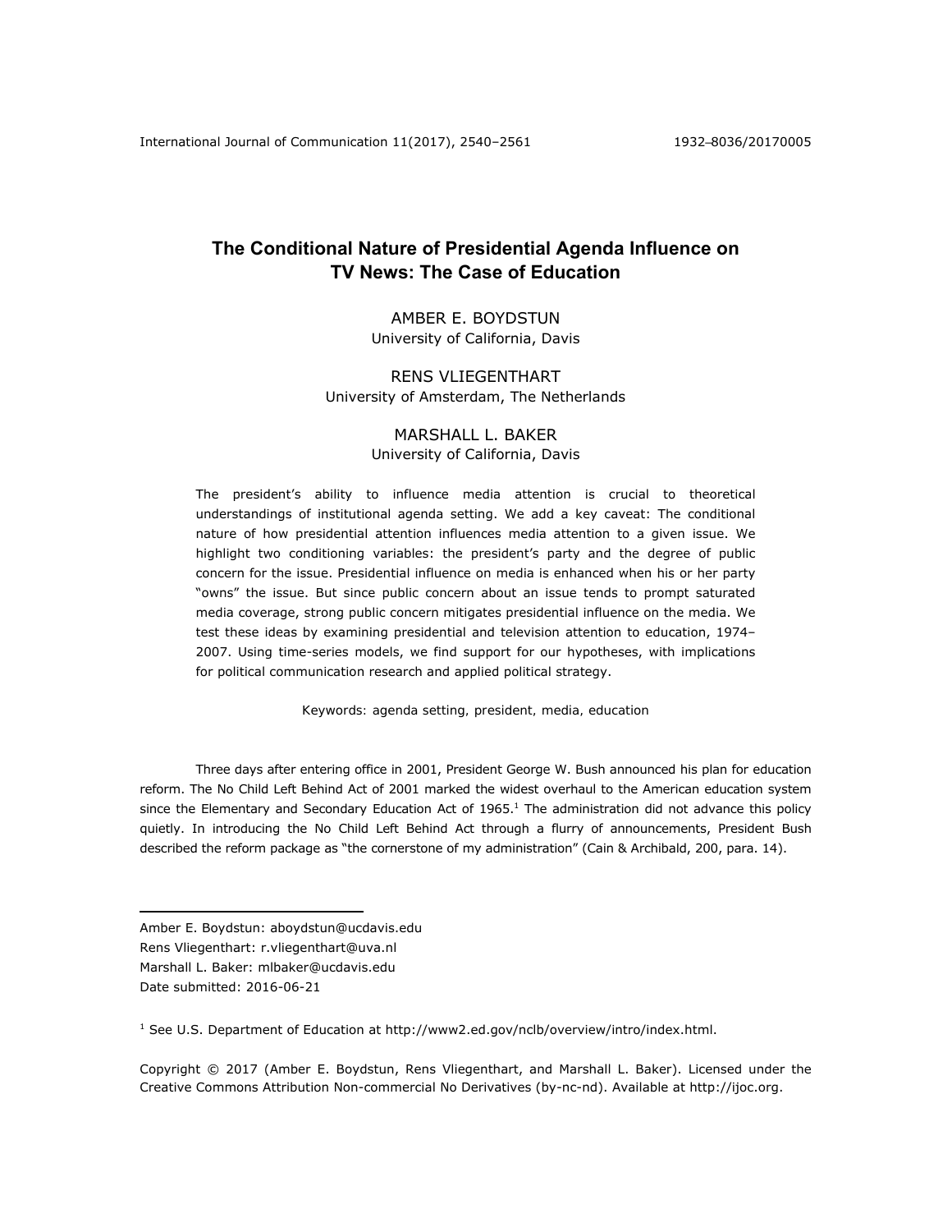# The Conditional Nature of Presidential Agenda Influence on TV News: The Case of Education

AMBER E. BOYDSTUN
University of California, Davis

RENS VLIEGENTHART
University of Amsterdam, The Netherlands

MARSHALL L. BAKER
University of California, Davis

The president's ability to influence media attention is crucial to theoretical understandings of institutional agenda setting. We add a key caveat: The conditional nature of how presidential attention influences media attention to a given issue. We highlight two conditioning variables: the president's party and the degree of public concern for the issue. Presidential influence on media is enhanced when his or her party "owns" the issue. But since public concern about an issue tends to prompt saturated media coverage, strong public concern mitigates presidential influence on the media. We test these ideas by examining presidential and television attention to education, 1974–2007. Using time-series models, we find support for our hypotheses, with implications for political communication research and applied political strategy.

Keywords: agenda setting, president, media, education

Three days after entering office in 2001, President George W. Bush announced his plan for education reform. The No Child Left Behind Act of 2001 marked the widest overhaul to the American education system since the Elementary and Secondary Education Act of 1965.[1] The administration did not advance this policy quietly. In introducing the No Child Left Behind Act through a flurry of announcements, President Bush described the reform package as "the cornerstone of my administration" (Cain & Archibald, 200, para. 14).

Amber E. Boydstun: aboydstun@ucdavis.edu
Rens Vliegenthart: r.vliegenthart@uva.nl
Marshall L. Baker: mlbaker@ucdavis.edu
Date submitted: 2016-06-21

[1] See U.S. Department of Education at http://www2.ed.gov/nclb/overview/intro/index.html.

Copyright © 2017 (Amber E. Boydstun, Rens Vliegenthart, and Marshall L. Baker). Licensed under the Creative Commons Attribution Non-commercial No Derivatives (by-nc-nd). Available at http://ijoc.org.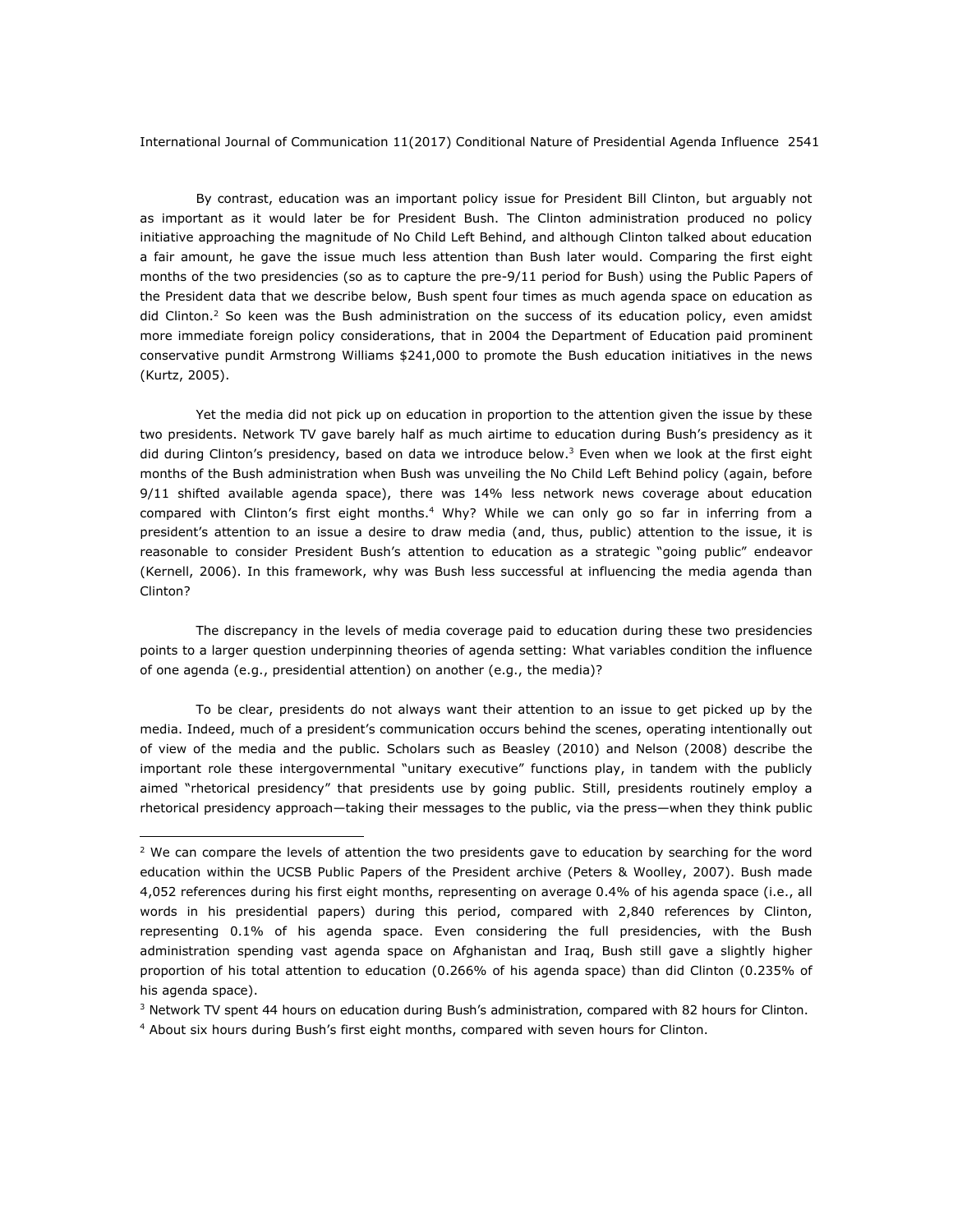By contrast, education was an important policy issue for President Bill Clinton, but arguably not as important as it would later be for President Bush. The Clinton administration produced no policy initiative approaching the magnitude of No Child Left Behind, and although Clinton talked about education a fair amount, he gave the issue much less attention than Bush later would. Comparing the first eight months of the two presidencies (so as to capture the pre-9/11 period for Bush) using the Public Papers of the President data that we describe below, Bush spent four times as much agenda space on education as did Clinton.[2] So keen was the Bush administration on the success of its education policy, even amidst more immediate foreign policy considerations, that in 2004 the Department of Education paid prominent conservative pundit Armstrong Williams $241,000 to promote the Bush education initiatives in the news (Kurtz, 2005).

Yet the media did not pick up on education in proportion to the attention given the issue by these two presidents. Network TV gave barely half as much airtime to education during Bush's presidency as it did during Clinton's presidency, based on data we introduce below.[3] Even when we look at the first eight months of the Bush administration when Bush was unveiling the No Child Left Behind policy (again, before 9/11 shifted available agenda space), there was 14% less network news coverage about education compared with Clinton's first eight months.[4] Why? While we can only go so far in inferring from a president's attention to an issue a desire to draw media (and, thus, public) attention to the issue, it is reasonable to consider President Bush's attention to education as a strategic "going public" endeavor (Kernell, 2006). In this framework, why was Bush less successful at influencing the media agenda than Clinton?

The discrepancy in the levels of media coverage paid to education during these two presidencies points to a larger question underpinning theories of agenda setting: What variables condition the influence of one agenda (e.g., presidential attention) on another (e.g., the media)?

To be clear, presidents do not always want their attention to an issue to get picked up by the media. Indeed, much of a president's communication occurs behind the scenes, operating intentionally out of view of the media and the public. Scholars such as Beasley (2010) and Nelson (2008) describe the important role these intergovernmental "unitary executive" functions play, in tandem with the publicly aimed "rhetorical presidency" that presidents use by going public. Still, presidents routinely employ a rhetorical presidency approach—taking their messages to the public, via the press—when they think public

---

[2] We can compare the levels of attention the two presidents gave to education by searching for the word education within the UCSB Public Papers of the President archive (Peters & Woolley, 2007). Bush made 4,052 references during his first eight months, representing on average 0.4% of his agenda space (i.e., all words in his presidential papers) during this period, compared with 2,840 references by Clinton, representing 0.1% of his agenda space. Even considering the full presidencies, with the Bush administration spending vast agenda space on Afghanistan and Iraq, Bush still gave a slightly higher proportion of his total attention to education (0.266% of his agenda space) than did Clinton (0.235% of his agenda space).

[3] Network TV spent 44 hours on education during Bush's administration, compared with 82 hours for Clinton.

[4] About six hours during Bush's first eight months, compared with seven hours for Clinton.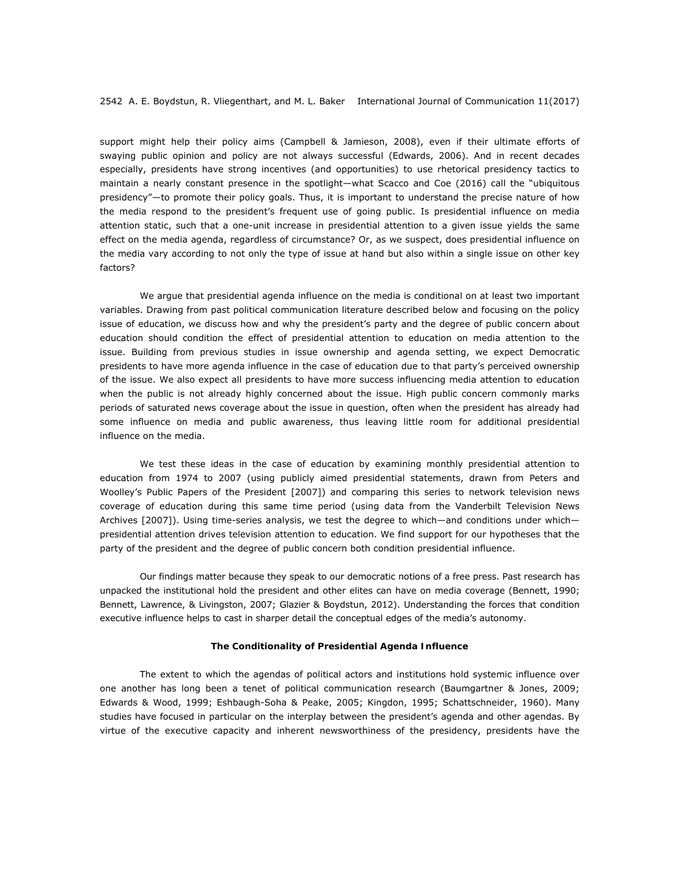support might help their policy aims (Campbell & Jamieson, 2008), even if their ultimate efforts of swaying public opinion and policy are not always successful (Edwards, 2006). And in recent decades especially, presidents have strong incentives (and opportunities) to use rhetorical presidency tactics to maintain a nearly constant presence in the spotlight—what Scacco and Coe (2016) call the "ubiquitous presidency"—to promote their policy goals. Thus, it is important to understand the precise nature of how the media respond to the president's frequent use of going public. Is presidential influence on media attention static, such that a one-unit increase in presidential attention to a given issue yields the same effect on the media agenda, regardless of circumstance? Or, as we suspect, does presidential influence on the media vary according to not only the type of issue at hand but also within a single issue on other key factors?

We argue that presidential agenda influence on the media is conditional on at least two important variables. Drawing from past political communication literature described below and focusing on the policy issue of education, we discuss how and why the president's party and the degree of public concern about education should condition the effect of presidential attention to education on media attention to the issue. Building from previous studies in issue ownership and agenda setting, we expect Democratic presidents to have more agenda influence in the case of education due to that party's perceived ownership of the issue. We also expect all presidents to have more success influencing media attention to education when the public is not already highly concerned about the issue. High public concern commonly marks periods of saturated news coverage about the issue in question, often when the president has already had some influence on media and public awareness, thus leaving little room for additional presidential influence on the media.

We test these ideas in the case of education by examining monthly presidential attention to education from 1974 to 2007 (using publicly aimed presidential statements, drawn from Peters and Woolley's Public Papers of the President [2007]) and comparing this series to network television news coverage of education during this same time period (using data from the Vanderbilt Television News Archives [2007]). Using time-series analysis, we test the degree to which—and conditions under which—presidential attention drives television attention to education. We find support for our hypotheses that the party of the president and the degree of public concern both condition presidential influence.

Our findings matter because they speak to our democratic notions of a free press. Past research has unpacked the institutional hold the president and other elites can have on media coverage (Bennett, 1990; Bennett, Lawrence, & Livingston, 2007; Glazier & Boydstun, 2012). Understanding the forces that condition executive influence helps to cast in sharper detail the conceptual edges of the media's autonomy.

## The Conditionality of Presidential Agenda Influence

The extent to which the agendas of political actors and institutions hold systemic influence over one another has long been a tenet of political communication research (Baumgartner & Jones, 2009; Edwards & Wood, 1999; Eshbaugh-Soha & Peake, 2005; Kingdon, 1995; Schattschneider, 1960). Many studies have focused in particular on the interplay between the president's agenda and other agendas. By virtue of the executive capacity and inherent newsworthiness of the presidency, presidents have the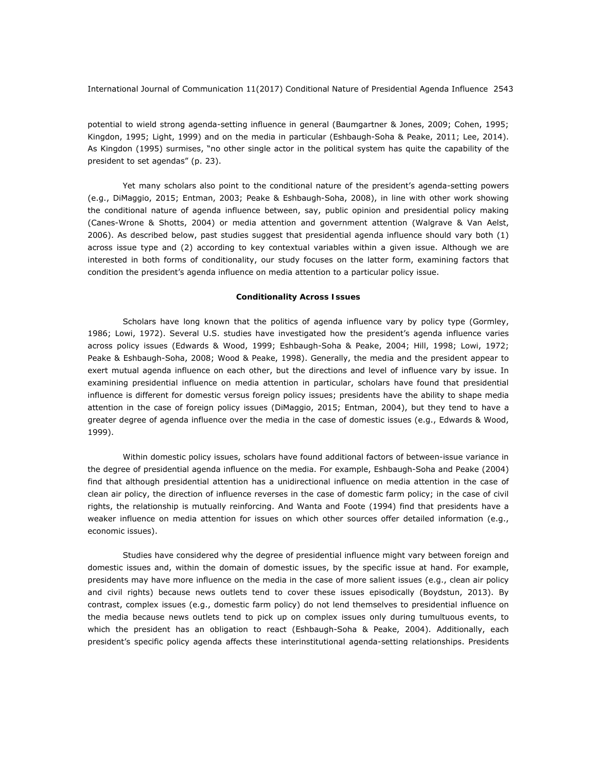potential to wield strong agenda-setting influence in general (Baumgartner & Jones, 2009; Cohen, 1995; Kingdon, 1995; Light, 1999) and on the media in particular (Eshbaugh-Soha & Peake, 2011; Lee, 2014). As Kingdon (1995) surmises, "no other single actor in the political system has quite the capability of the president to set agendas" (p. 23).

Yet many scholars also point to the conditional nature of the president's agenda-setting powers (e.g., DiMaggio, 2015; Entman, 2003; Peake & Eshbaugh-Soha, 2008), in line with other work showing the conditional nature of agenda influence between, say, public opinion and presidential policy making (Canes-Wrone & Shotts, 2004) or media attention and government attention (Walgrave & Van Aelst, 2006). As described below, past studies suggest that presidential agenda influence should vary both (1) across issue type and (2) according to key contextual variables within a given issue. Although we are interested in both forms of conditionality, our study focuses on the latter form, examining factors that condition the president's agenda influence on media attention to a particular policy issue.

### Conditionality Across Issues

Scholars have long known that the politics of agenda influence vary by policy type (Gormley, 1986; Lowi, 1972). Several U.S. studies have investigated how the president's agenda influence varies across policy issues (Edwards & Wood, 1999; Eshbaugh-Soha & Peake, 2004; Hill, 1998; Lowi, 1972; Peake & Eshbaugh-Soha, 2008; Wood & Peake, 1998). Generally, the media and the president appear to exert mutual agenda influence on each other, but the directions and level of influence vary by issue. In examining presidential influence on media attention in particular, scholars have found that presidential influence is different for domestic versus foreign policy issues; presidents have the ability to shape media attention in the case of foreign policy issues (DiMaggio, 2015; Entman, 2004), but they tend to have a greater degree of agenda influence over the media in the case of domestic issues (e.g., Edwards & Wood, 1999).

Within domestic policy issues, scholars have found additional factors of between-issue variance in the degree of presidential agenda influence on the media. For example, Eshbaugh-Soha and Peake (2004) find that although presidential attention has a unidirectional influence on media attention in the case of clean air policy, the direction of influence reverses in the case of domestic farm policy; in the case of civil rights, the relationship is mutually reinforcing. And Wanta and Foote (1994) find that presidents have a weaker influence on media attention for issues on which other sources offer detailed information (e.g., economic issues).

Studies have considered why the degree of presidential influence might vary between foreign and domestic issues and, within the domain of domestic issues, by the specific issue at hand. For example, presidents may have more influence on the media in the case of more salient issues (e.g., clean air policy and civil rights) because news outlets tend to cover these issues episodically (Boydstun, 2013). By contrast, complex issues (e.g., domestic farm policy) do not lend themselves to presidential influence on the media because news outlets tend to pick up on complex issues only during tumultuous events, to which the president has an obligation to react (Eshbaugh-Soha & Peake, 2004). Additionally, each president's specific policy agenda affects these interinstitutional agenda-setting relationships. Presidents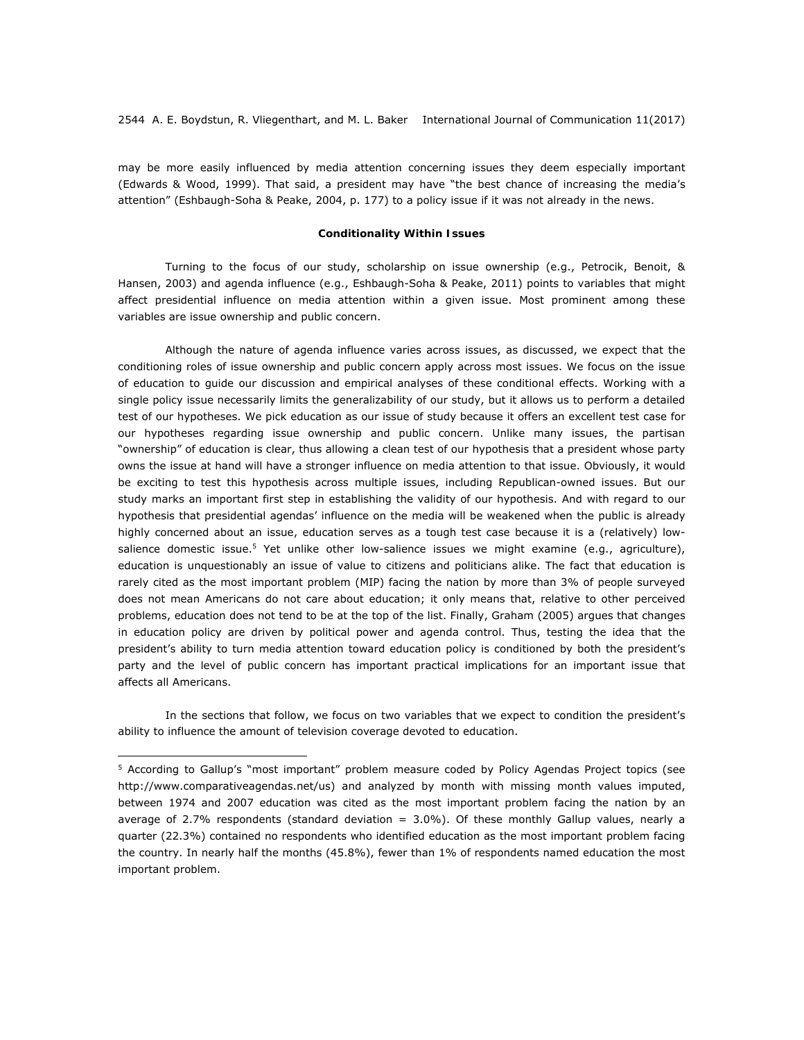may be more easily influenced by media attention concerning issues they deem especially important (Edwards & Wood, 1999). That said, a president may have "the best chance of increasing the media's attention" (Eshbaugh-Soha & Peake, 2004, p. 177) to a policy issue if it was not already in the news.

### Conditionality Within Issues

Turning to the focus of our study, scholarship on issue ownership (e.g., Petrocik, Benoit, & Hansen, 2003) and agenda influence (e.g., Eshbaugh-Soha & Peake, 2011) points to variables that might affect presidential influence on media attention within a given issue. Most prominent among these variables are issue ownership and public concern.

Although the nature of agenda influence varies across issues, as discussed, we expect that the conditioning roles of issue ownership and public concern apply across most issues. We focus on the issue of education to guide our discussion and empirical analyses of these conditional effects. Working with a single policy issue necessarily limits the generalizability of our study, but it allows us to perform a detailed test of our hypotheses. We pick education as our issue of study because it offers an excellent test case for our hypotheses regarding issue ownership and public concern. Unlike many issues, the partisan "ownership" of education is clear, thus allowing a clean test of our hypothesis that a president whose party owns the issue at hand will have a stronger influence on media attention to that issue. Obviously, it would be exciting to test this hypothesis across multiple issues, including Republican-owned issues. But our study marks an important first step in establishing the validity of our hypothesis. And with regard to our hypothesis that presidential agendas' influence on the media will be weakened when the public is already highly concerned about an issue, education serves as a tough test case because it is a (relatively) low-salience domestic issue.[5] Yet unlike other low-salience issues we might examine (e.g., agriculture), education is unquestionably an issue of value to citizens and politicians alike. The fact that education is rarely cited as the most important problem (MIP) facing the nation by more than 3% of people surveyed does not mean Americans do not care about education; it only means that, relative to other perceived problems, education does not tend to be at the top of the list. Finally, Graham (2005) argues that changes in education policy are driven by political power and agenda control. Thus, testing the idea that the president's ability to turn media attention toward education policy is conditioned by both the president's party and the level of public concern has important practical implications for an important issue that affects all Americans.

In the sections that follow, we focus on two variables that we expect to condition the president's ability to influence the amount of television coverage devoted to education.

---

[5] According to Gallup's "most important" problem measure coded by Policy Agendas Project topics (see http://www.comparativeagendas.net/us) and analyzed by month with missing month values imputed, between 1974 and 2007 education was cited as the most important problem facing the nation by an average of 2.7% respondents (standard deviation = 3.0%). Of these monthly Gallup values, nearly a quarter (22.3%) contained no respondents who identified education as the most important problem facing the country. In nearly half the months (45.8%), fewer than 1% of respondents named education the most important problem.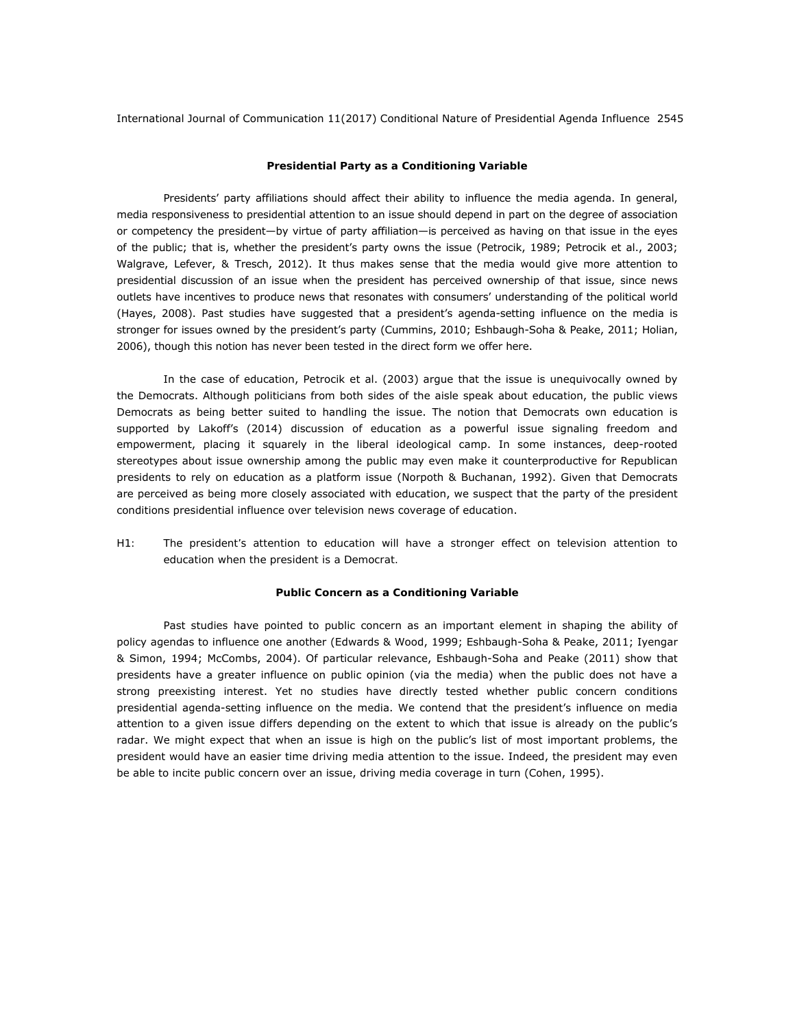### Presidential Party as a Conditioning Variable

Presidents' party affiliations should affect their ability to influence the media agenda. In general, media responsiveness to presidential attention to an issue should depend in part on the degree of association or competency the president—by virtue of party affiliation—is perceived as having on that issue in the eyes of the public; that is, whether the president's party owns the issue (Petrocik, 1989; Petrocik et al., 2003; Walgrave, Lefever, & Tresch, 2012). It thus makes sense that the media would give more attention to presidential discussion of an issue when the president has perceived ownership of that issue, since news outlets have incentives to produce news that resonates with consumers' understanding of the political world (Hayes, 2008). Past studies have suggested that a president's agenda-setting influence on the media is stronger for issues owned by the president's party (Cummins, 2010; Eshbaugh-Soha & Peake, 2011; Holian, 2006), though this notion has never been tested in the direct form we offer here.

In the case of education, Petrocik et al. (2003) argue that the issue is unequivocally owned by the Democrats. Although politicians from both sides of the aisle speak about education, the public views Democrats as being better suited to handling the issue. The notion that Democrats own education is supported by Lakoff's (2014) discussion of education as a powerful issue signaling freedom and empowerment, placing it squarely in the liberal ideological camp. In some instances, deep-rooted stereotypes about issue ownership among the public may even make it counterproductive for Republican presidents to rely on education as a platform issue (Norpoth & Buchanan, 1992). Given that Democrats are perceived as being more closely associated with education, we suspect that the party of the president conditions presidential influence over television news coverage of education.

H1: The president's attention to education will have a stronger effect on television attention to education when the president is a Democrat.

### Public Concern as a Conditioning Variable

Past studies have pointed to public concern as an important element in shaping the ability of policy agendas to influence one another (Edwards & Wood, 1999; Eshbaugh-Soha & Peake, 2011; Iyengar & Simon, 1994; McCombs, 2004). Of particular relevance, Eshbaugh-Soha and Peake (2011) show that presidents have a greater influence on public opinion (via the media) when the public does not have a strong preexisting interest. Yet no studies have directly tested whether public concern conditions presidential agenda-setting influence on the media. We contend that the president's influence on media attention to a given issue differs depending on the extent to which that issue is already on the public's radar. We might expect that when an issue is high on the public's list of most important problems, the president would have an easier time driving media attention to the issue. Indeed, the president may even be able to incite public concern over an issue, driving media coverage in turn (Cohen, 1995).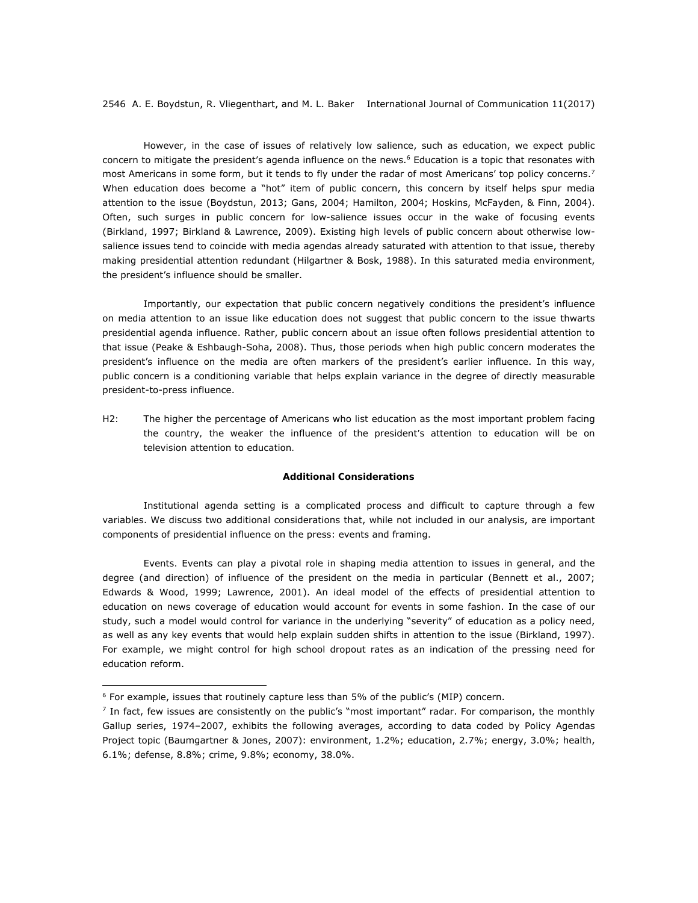However, in the case of issues of relatively low salience, such as education, we expect public concern to mitigate the president's agenda influence on the news.[6] Education is a topic that resonates with most Americans in some form, but it tends to fly under the radar of most Americans' top policy concerns.[7] When education does become a "hot" item of public concern, this concern by itself helps spur media attention to the issue (Boydstun, 2013; Gans, 2004; Hamilton, 2004; Hoskins, McFayden, & Finn, 2004). Often, such surges in public concern for low-salience issues occur in the wake of focusing events (Birkland, 1997; Birkland & Lawrence, 2009). Existing high levels of public concern about otherwise low-salience issues tend to coincide with media agendas already saturated with attention to that issue, thereby making presidential attention redundant (Hilgartner & Bosk, 1988). In this saturated media environment, the president's influence should be smaller.

Importantly, our expectation that public concern negatively conditions the president's influence on media attention to an issue like education does not suggest that public concern to the issue thwarts presidential agenda influence. Rather, public concern about an issue often follows presidential attention to that issue (Peake & Eshbaugh-Soha, 2008). Thus, those periods when high public concern moderates the president's influence on the media are often markers of the president's earlier influence. In this way, public concern is a conditioning variable that helps explain variance in the degree of directly measurable president-to-press influence.

H2: The higher the percentage of Americans who list education as the most important problem facing the country, the weaker the influence of the president's attention to education will be on television attention to education.

### Additional Considerations

Institutional agenda setting is a complicated process and difficult to capture through a few variables. We discuss two additional considerations that, while not included in our analysis, are important components of presidential influence on the press: events and framing.

Events. Events can play a pivotal role in shaping media attention to issues in general, and the degree (and direction) of influence of the president on the media in particular (Bennett et al., 2007; Edwards & Wood, 1999; Lawrence, 2001). An ideal model of the effects of presidential attention to education on news coverage of education would account for events in some fashion. In the case of our study, such a model would control for variance in the underlying "severity" of education as a policy need, as well as any key events that would help explain sudden shifts in attention to the issue (Birkland, 1997). For example, we might control for high school dropout rates as an indication of the pressing need for education reform.

---

[6] For example, issues that routinely capture less than 5% of the public's (MIP) concern.

[7] In fact, few issues are consistently on the public's "most important" radar. For comparison, the monthly Gallup series, 1974–2007, exhibits the following averages, according to data coded by Policy Agendas Project topic (Baumgartner & Jones, 2007): environment, 1.2%; education, 2.7%; energy, 3.0%; health, 6.1%; defense, 8.8%; crime, 9.8%; economy, 38.0%.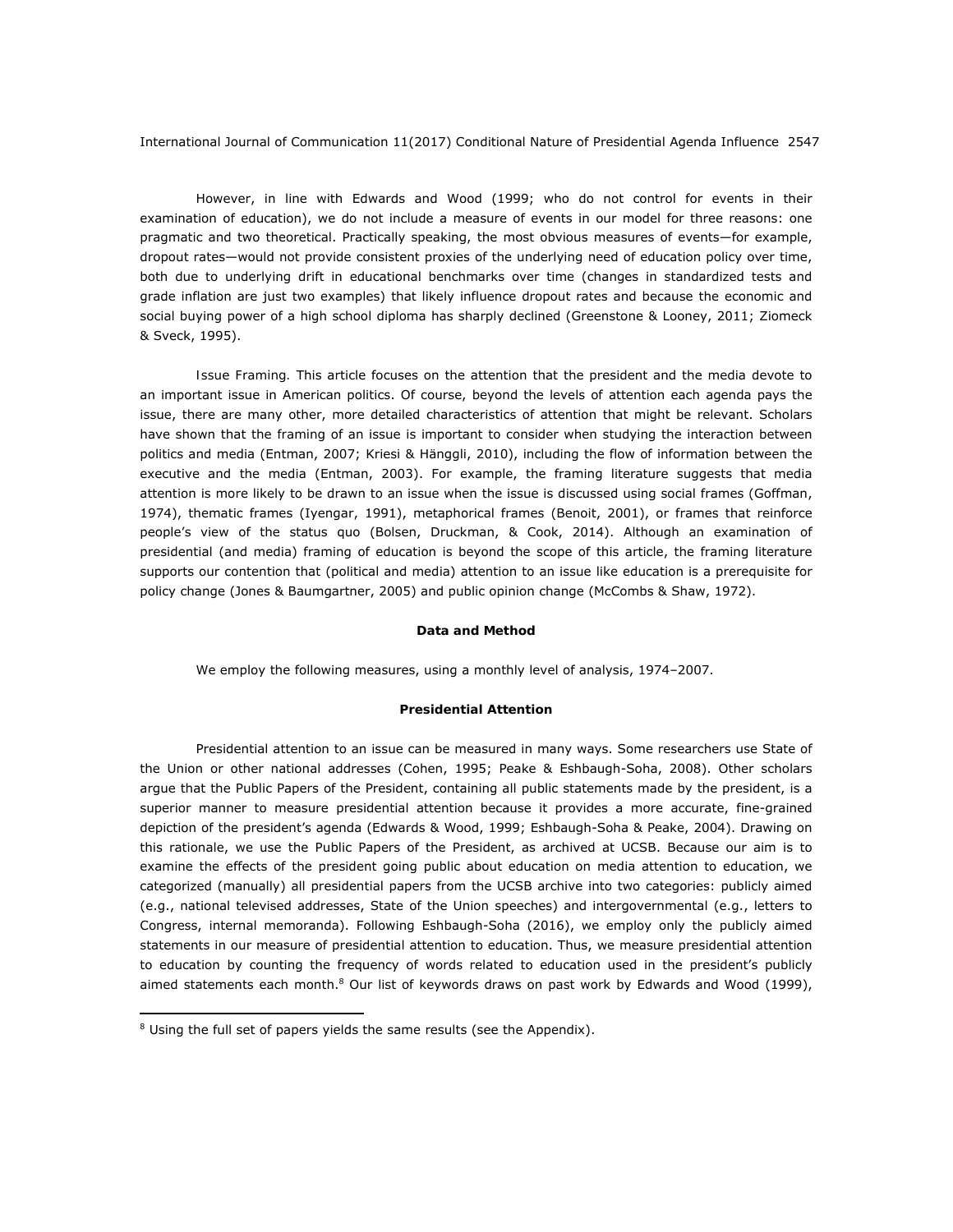However, in line with Edwards and Wood (1999; who do not control for events in their examination of education), we do not include a measure of events in our model for three reasons: one pragmatic and two theoretical. Practically speaking, the most obvious measures of events—for example, dropout rates—would not provide consistent proxies of the underlying need of education policy over time, both due to underlying drift in educational benchmarks over time (changes in standardized tests and grade inflation are just two examples) that likely influence dropout rates and because the economic and social buying power of a high school diploma has sharply declined (Greenstone & Looney, 2011; Ziomeck & Sveck, 1995).

Issue Framing. This article focuses on the attention that the president and the media devote to an important issue in American politics. Of course, beyond the levels of attention each agenda pays the issue, there are many other, more detailed characteristics of attention that might be relevant. Scholars have shown that the framing of an issue is important to consider when studying the interaction between politics and media (Entman, 2007; Kriesi & Hänggli, 2010), including the flow of information between the executive and the media (Entman, 2003). For example, the framing literature suggests that media attention is more likely to be drawn to an issue when the issue is discussed using social frames (Goffman, 1974), thematic frames (Iyengar, 1991), metaphorical frames (Benoit, 2001), or frames that reinforce people's view of the status quo (Bolsen, Druckman, & Cook, 2014). Although an examination of presidential (and media) framing of education is beyond the scope of this article, the framing literature supports our contention that (political and media) attention to an issue like education is a prerequisite for policy change (Jones & Baumgartner, 2005) and public opinion change (McCombs & Shaw, 1972).

## Data and Method

We employ the following measures, using a monthly level of analysis, 1974–2007.

### Presidential Attention

Presidential attention to an issue can be measured in many ways. Some researchers use State of the Union or other national addresses (Cohen, 1995; Peake & Eshbaugh-Soha, 2008). Other scholars argue that the Public Papers of the President, containing all public statements made by the president, is a superior manner to measure presidential attention because it provides a more accurate, fine-grained depiction of the president's agenda (Edwards & Wood, 1999; Eshbaugh-Soha & Peake, 2004). Drawing on this rationale, we use the Public Papers of the President, as archived at UCSB. Because our aim is to examine the effects of the president going public about education on media attention to education, we categorized (manually) all presidential papers from the UCSB archive into two categories: publicly aimed (e.g., national televised addresses, State of the Union speeches) and intergovernmental (e.g., letters to Congress, internal memoranda). Following Eshbaugh-Soha (2016), we employ only the publicly aimed statements in our measure of presidential attention to education. Thus, we measure presidential attention to education by counting the frequency of words related to education used in the president's publicly aimed statements each month.[8] Our list of keywords draws on past work by Edwards and Wood (1999),

[8] Using the full set of papers yields the same results (see the Appendix).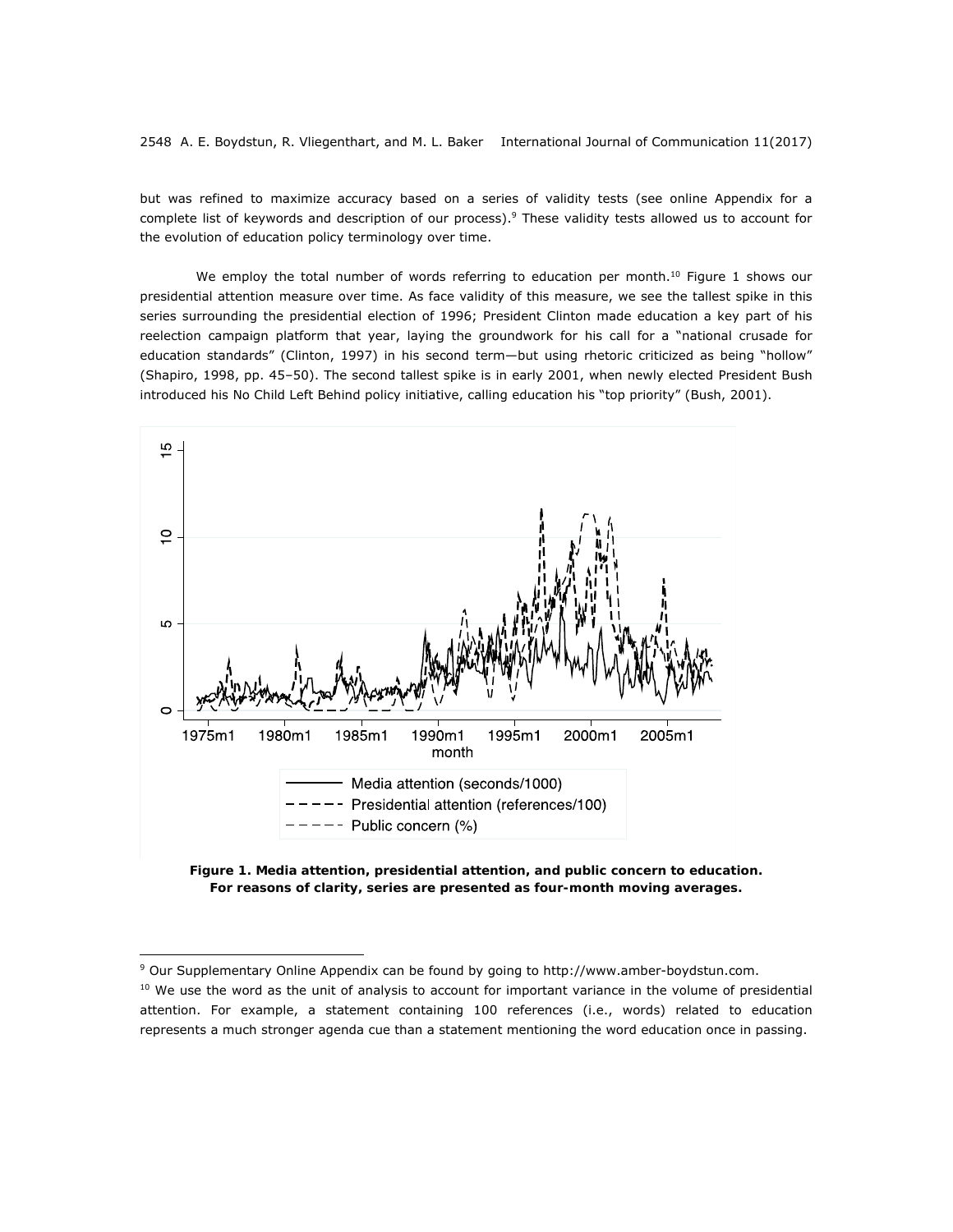but was refined to maximize accuracy based on a series of validity tests (see online Appendix for a complete list of keywords and description of our process).[9] These validity tests allowed us to account for the evolution of education policy terminology over time.

We employ the total number of words referring to education per month.[10] Figure 1 shows our presidential attention measure over time. As face validity of this measure, we see the tallest spike in this series surrounding the presidential election of 1996; President Clinton made education a key part of his reelection campaign platform that year, laying the groundwork for his call for a "national crusade for education standards" (Clinton, 1997) in his second term—but using rhetoric criticized as being "hollow" (Shapiro, 1998, pp. 45–50). The second tallest spike is in early 2001, when newly elected President Bush introduced his No Child Left Behind policy initiative, calling education his "top priority" (Bush, 2001).

**Figure 1. Media attention, presidential attention, and public concern to education. For reasons of clarity, series are presented as four-month moving averages.**

---

[9] Our Supplementary Online Appendix can be found by going to http://www.amber-boydstun.com.

[10] We use the word as the unit of analysis to account for important variance in the volume of presidential attention. For example, a statement containing 100 references (i.e., words) related to education represents a much stronger agenda cue than a statement mentioning the word education once in passing.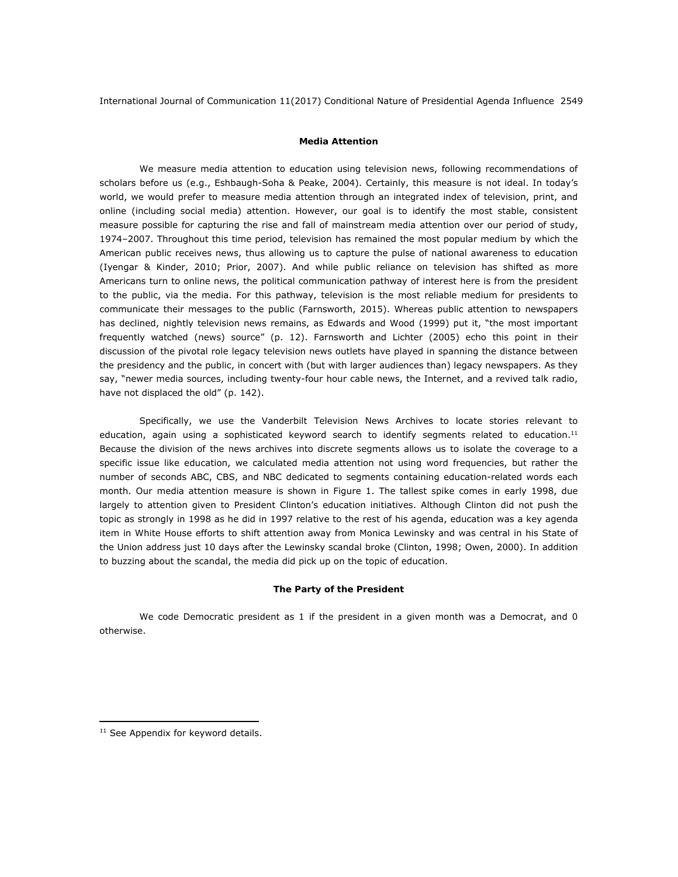### Media Attention

We measure media attention to education using television news, following recommendations of scholars before us (e.g., Eshbaugh-Soha & Peake, 2004). Certainly, this measure is not ideal. In today's world, we would prefer to measure media attention through an integrated index of television, print, and online (including social media) attention. However, our goal is to identify the most stable, consistent measure possible for capturing the rise and fall of mainstream media attention over our period of study, 1974–2007. Throughout this time period, television has remained the most popular medium by which the American public receives news, thus allowing us to capture the pulse of national awareness to education (Iyengar & Kinder, 2010; Prior, 2007). And while public reliance on television has shifted as more Americans turn to online news, the political communication pathway of interest here is from the president to the public, via the media. For this pathway, television is the most reliable medium for presidents to communicate their messages to the public (Farnsworth, 2015). Whereas public attention to newspapers has declined, nightly television news remains, as Edwards and Wood (1999) put it, "the most important frequently watched (news) source" (p. 12). Farnsworth and Lichter (2005) echo this point in their discussion of the pivotal role legacy television news outlets have played in spanning the distance between the presidency and the public, in concert with (but with larger audiences than) legacy newspapers. As they say, "newer media sources, including twenty-four hour cable news, the Internet, and a revived talk radio, have not displaced the old" (p. 142).

Specifically, we use the Vanderbilt Television News Archives to locate stories relevant to education, again using a sophisticated keyword search to identify segments related to education.[11] Because the division of the news archives into discrete segments allows us to isolate the coverage to a specific issue like education, we calculated media attention not using word frequencies, but rather the number of seconds ABC, CBS, and NBC dedicated to segments containing education-related words each month. Our media attention measure is shown in Figure 1. The tallest spike comes in early 1998, due largely to attention given to President Clinton's education initiatives. Although Clinton did not push the topic as strongly in 1998 as he did in 1997 relative to the rest of his agenda, education was a key agenda item in White House efforts to shift attention away from Monica Lewinsky and was central in his State of the Union address just 10 days after the Lewinsky scandal broke (Clinton, 1998; Owen, 2000). In addition to buzzing about the scandal, the media did pick up on the topic of education.

### The Party of the President

We code Democratic president as 1 if the president in a given month was a Democrat, and 0 otherwise.

---

[11] See Appendix for keyword details.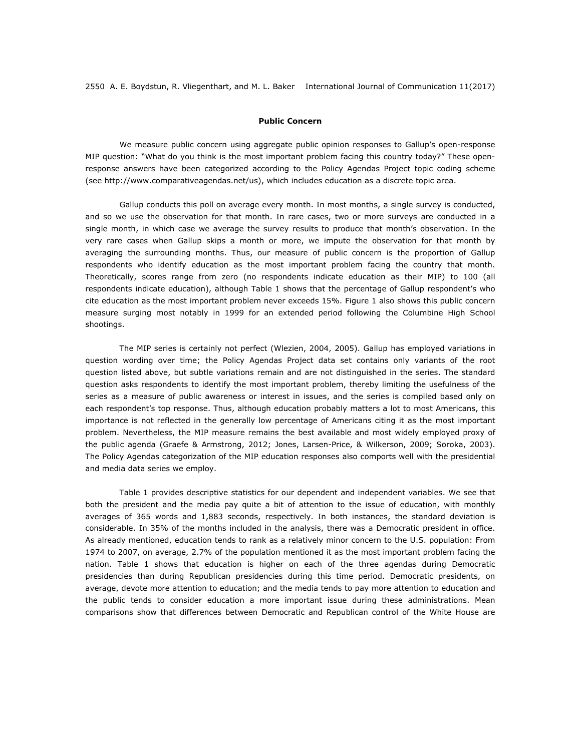### Public Concern

We measure public concern using aggregate public opinion responses to Gallup's open-response MIP question: "What do you think is the most important problem facing this country today?" These open-response answers have been categorized according to the Policy Agendas Project topic coding scheme (see http://www.comparativeagendas.net/us), which includes education as a discrete topic area.

Gallup conducts this poll on average every month. In most months, a single survey is conducted, and so we use the observation for that month. In rare cases, two or more surveys are conducted in a single month, in which case we average the survey results to produce that month's observation. In the very rare cases when Gallup skips a month or more, we impute the observation for that month by averaging the surrounding months. Thus, our measure of public concern is the proportion of Gallup respondents who identify education as the most important problem facing the country that month. Theoretically, scores range from zero (no respondents indicate education as their MIP) to 100 (all respondents indicate education), although Table 1 shows that the percentage of Gallup respondent's who cite education as the most important problem never exceeds 15%. Figure 1 also shows this public concern measure surging most notably in 1999 for an extended period following the Columbine High School shootings.

The MIP series is certainly not perfect (Wlezien, 2004, 2005). Gallup has employed variations in question wording over time; the Policy Agendas Project data set contains only variants of the root question listed above, but subtle variations remain and are not distinguished in the series. The standard question asks respondents to identify the most important problem, thereby limiting the usefulness of the series as a measure of public awareness or interest in issues, and the series is compiled based only on each respondent's top response. Thus, although education probably matters a lot to most Americans, this importance is not reflected in the generally low percentage of Americans citing it as the most important problem. Nevertheless, the MIP measure remains the best available and most widely employed proxy of the public agenda (Graefe & Armstrong, 2012; Jones, Larsen-Price, & Wilkerson, 2009; Soroka, 2003). The Policy Agendas categorization of the MIP education responses also comports well with the presidential and media data series we employ.

Table 1 provides descriptive statistics for our dependent and independent variables. We see that both the president and the media pay quite a bit of attention to the issue of education, with monthly averages of 365 words and 1,883 seconds, respectively. In both instances, the standard deviation is considerable. In 35% of the months included in the analysis, there was a Democratic president in office. As already mentioned, education tends to rank as a relatively minor concern to the U.S. population: From 1974 to 2007, on average, 2.7% of the population mentioned it as the most important problem facing the nation. Table 1 shows that education is higher on each of the three agendas during Democratic presidencies than during Republican presidencies during this time period. Democratic presidents, on average, devote more attention to education; and the media tends to pay more attention to education and the public tends to consider education a more important issue during these administrations. Mean comparisons show that differences between Democratic and Republican control of the White House are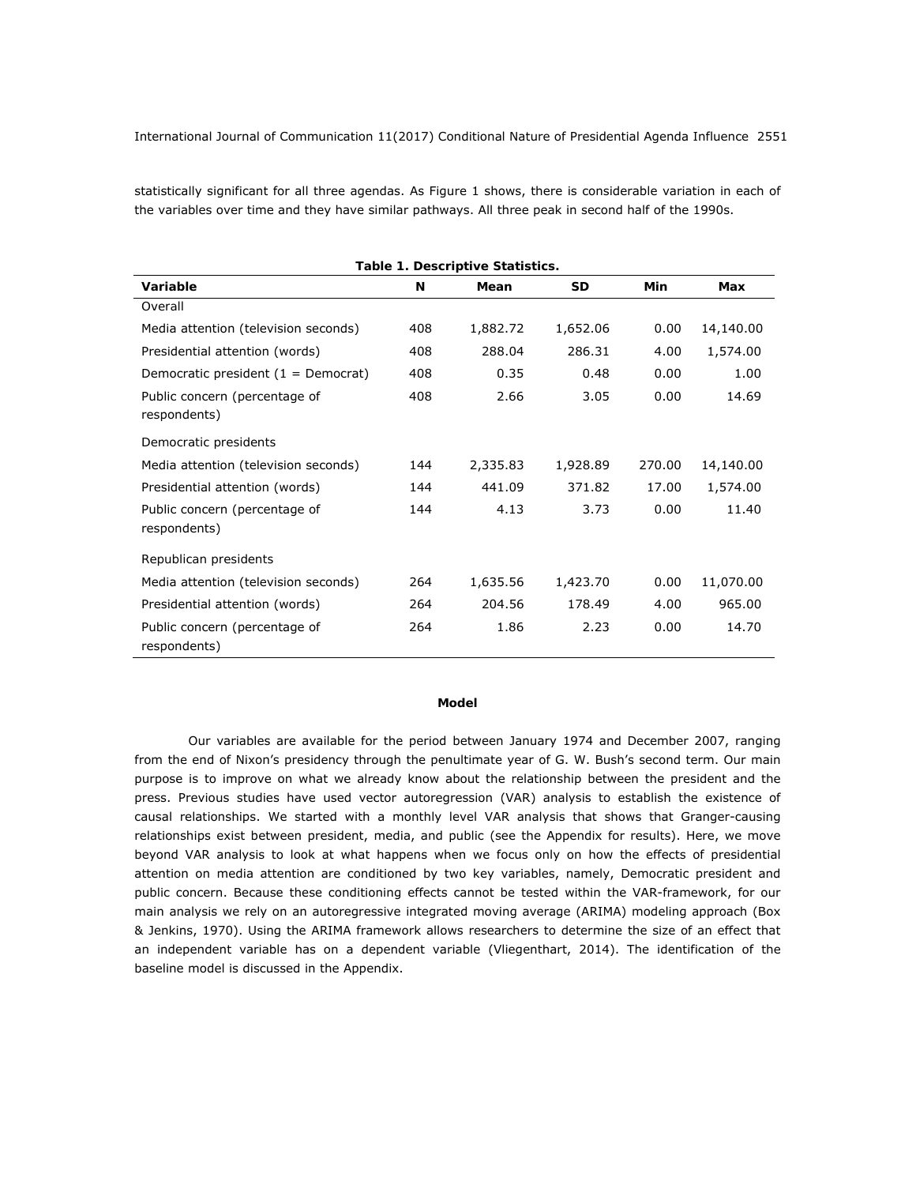statistically significant for all three agendas. As Figure 1 shows, there is considerable variation in each of the variables over time and they have similar pathways. All three peak in second half of the 1990s.

**Table 1. Descriptive Statistics.**

| Variable | N | Mean | SD | Min | Max |
|---|---|---|---|---|---|
| Overall | | | | | |
| Media attention (television seconds) | 408 | 1,882.72 | 1,652.06 | 0.00 | 14,140.00 |
| Presidential attention (words) | 408 | 288.04 | 286.31 | 4.00 | 1,574.00 |
| Democratic president (1 = Democrat) | 408 | 0.35 | 0.48 | 0.00 | 1.00 |
| Public concern (percentage of respondents) | 408 | 2.66 | 3.05 | 0.00 | 14.69 |
| Democratic presidents | | | | | |
| Media attention (television seconds) | 144 | 2,335.83 | 1,928.89 | 270.00 | 14,140.00 |
| Presidential attention (words) | 144 | 441.09 | 371.82 | 17.00 | 1,574.00 |
| Public concern (percentage of respondents) | 144 | 4.13 | 3.73 | 0.00 | 11.40 |
| Republican presidents | | | | | |
| Media attention (television seconds) | 264 | 1,635.56 | 1,423.70 | 0.00 | 11,070.00 |
| Presidential attention (words) | 264 | 204.56 | 178.49 | 4.00 | 965.00 |
| Public concern (percentage of respondents) | 264 | 1.86 | 2.23 | 0.00 | 14.70 |

**Model**

Our variables are available for the period between January 1974 and December 2007, ranging from the end of Nixon's presidency through the penultimate year of G. W. Bush's second term. Our main purpose is to improve on what we already know about the relationship between the president and the press. Previous studies have used vector autoregression (VAR) analysis to establish the existence of causal relationships. We started with a monthly level VAR analysis that shows that Granger-causing relationships exist between president, media, and public (see the Appendix for results). Here, we move beyond VAR analysis to look at what happens when we focus only on how the effects of presidential attention on media attention are conditioned by two key variables, namely, Democratic president and public concern. Because these conditioning effects cannot be tested within the VAR-framework, for our main analysis we rely on an autoregressive integrated moving average (ARIMA) modeling approach (Box & Jenkins, 1970). Using the ARIMA framework allows researchers to determine the size of an effect that an independent variable has on a dependent variable (Vliegenthart, 2014). The identification of the baseline model is discussed in the Appendix.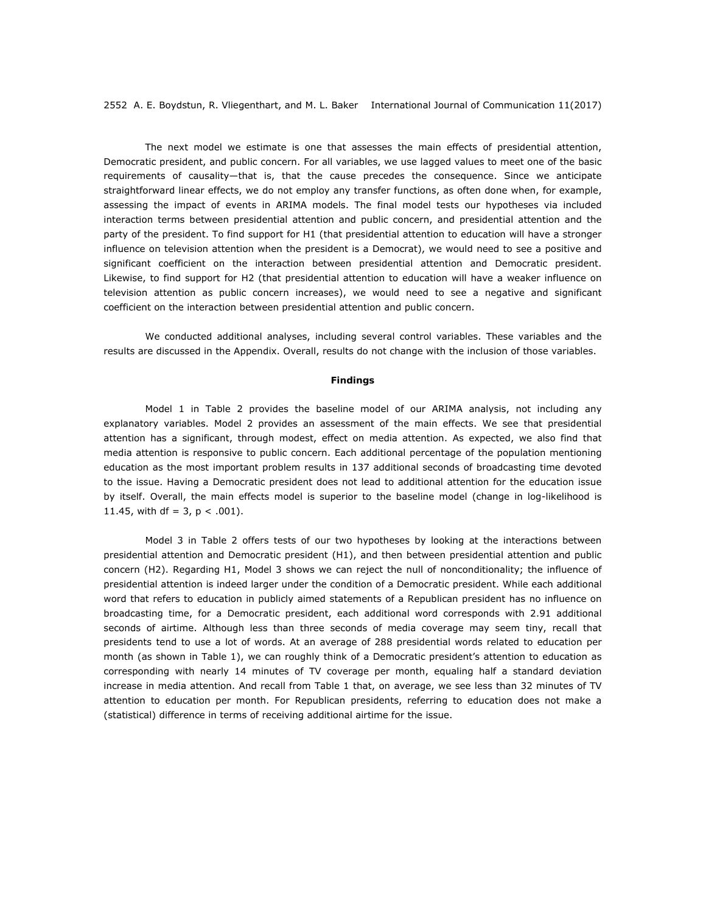The next model we estimate is one that assesses the main effects of presidential attention, Democratic president, and public concern. For all variables, we use lagged values to meet one of the basic requirements of causality—that is, that the cause precedes the consequence. Since we anticipate straightforward linear effects, we do not employ any transfer functions, as often done when, for example, assessing the impact of events in ARIMA models. The final model tests our hypotheses via included interaction terms between presidential attention and public concern, and presidential attention and the party of the president. To find support for H1 (that presidential attention to education will have a stronger influence on television attention when the president is a Democrat), we would need to see a positive and significant coefficient on the interaction between presidential attention and Democratic president. Likewise, to find support for H2 (that presidential attention to education will have a weaker influence on television attention as public concern increases), we would need to see a negative and significant coefficient on the interaction between presidential attention and public concern.

We conducted additional analyses, including several control variables. These variables and the results are discussed in the Appendix. Overall, results do not change with the inclusion of those variables.

## Findings

Model 1 in Table 2 provides the baseline model of our ARIMA analysis, not including any explanatory variables. Model 2 provides an assessment of the main effects. We see that presidential attention has a significant, through modest, effect on media attention. As expected, we also find that media attention is responsive to public concern. Each additional percentage of the population mentioning education as the most important problem results in 137 additional seconds of broadcasting time devoted to the issue. Having a Democratic president does not lead to additional attention for the education issue by itself. Overall, the main effects model is superior to the baseline model (change in log-likelihood is 11.45, with df = 3, $p < .001$).

Model 3 in Table 2 offers tests of our two hypotheses by looking at the interactions between presidential attention and Democratic president (H1), and then between presidential attention and public concern (H2). Regarding H1, Model 3 shows we can reject the null of nonconditionality; the influence of presidential attention is indeed larger under the condition of a Democratic president. While each additional word that refers to education in publicly aimed statements of a Republican president has no influence on broadcasting time, for a Democratic president, each additional word corresponds with 2.91 additional seconds of airtime. Although less than three seconds of media coverage may seem tiny, recall that presidents tend to use a lot of words. At an average of 288 presidential words related to education per month (as shown in Table 1), we can roughly think of a Democratic president's attention to education as corresponding with nearly 14 minutes of TV coverage per month, equaling half a standard deviation increase in media attention. And recall from Table 1 that, on average, we see less than 32 minutes of TV attention to education per month. For Republican presidents, referring to education does not make a (statistical) difference in terms of receiving additional airtime for the issue.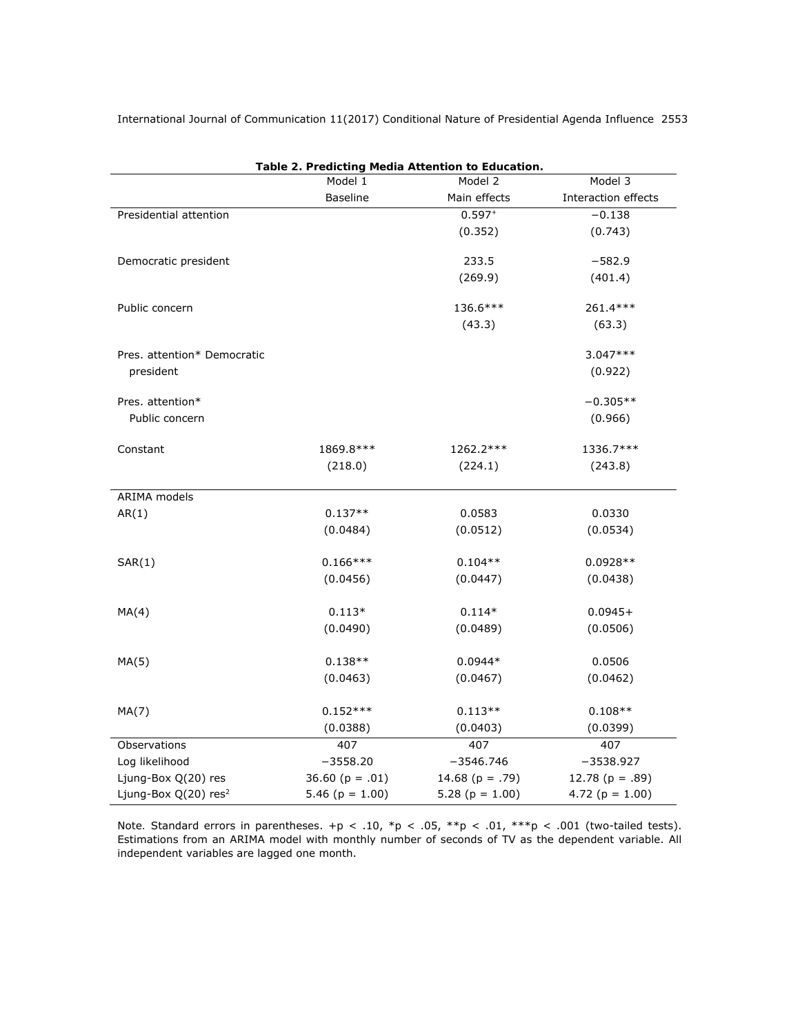**Table 2. Predicting Media Attention to Education.**

| | Model 1 | Model 2 | Model 3 |
|---|---|---|---|
| | Baseline | Main effects | Interaction effects |
| Presidential attention | | 0.597+ | −0.138 |
| | | (0.352) | (0.743) |
| Democratic president | | 233.5 | −582.9 |
| | | (269.9) | (401.4) |
| Public concern | | 136.6*** | 261.4*** |
| | | (43.3) | (63.3) |
| Pres. attention* Democratic president | | | 3.047*** |
| | | | (0.922) |
| Pres. attention* Public concern | | | −0.305** |
| | | | (0.966) |
| Constant | 1869.8*** | 1262.2*** | 1336.7*** |
| | (218.0) | (224.1) | (243.8) |
| ARIMA models | | | |
| AR(1) | 0.137** | 0.0583 | 0.0330 |
| | (0.0484) | (0.0512) | (0.0534) |
| SAR(1) | 0.166*** | 0.104** | 0.0928** |
| | (0.0456) | (0.0447) | (0.0438) |
| MA(4) | 0.113* | 0.114* | 0.0945+ |
| | (0.0490) | (0.0489) | (0.0506) |
| MA(5) | 0.138** | 0.0944* | 0.0506 |
| | (0.0463) | (0.0467) | (0.0462) |
| MA(7) | 0.152*** | 0.113** | 0.108** |
| | (0.0388) | (0.0403) | (0.0399) |
| Observations | 407 | 407 | 407 |
| Log likelihood | −3558.20 | −3546.746 | −3538.927 |
| Ljung-Box Q(20) res | 36.60 (p = .01) | 14.68 (p = .79) | 12.78 (p = .89) |
| Ljung-Box Q(20) res$^2$ | 5.46 (p = 1.00) | 5.28 (p = 1.00) | 4.72 (p = 1.00) |

Note. Standard errors in parentheses. +p < .10, *p < .05, **p < .01, ***p < .001 (two-tailed tests). Estimations from an ARIMA model with monthly number of seconds of TV as the dependent variable. All independent variables are lagged one month.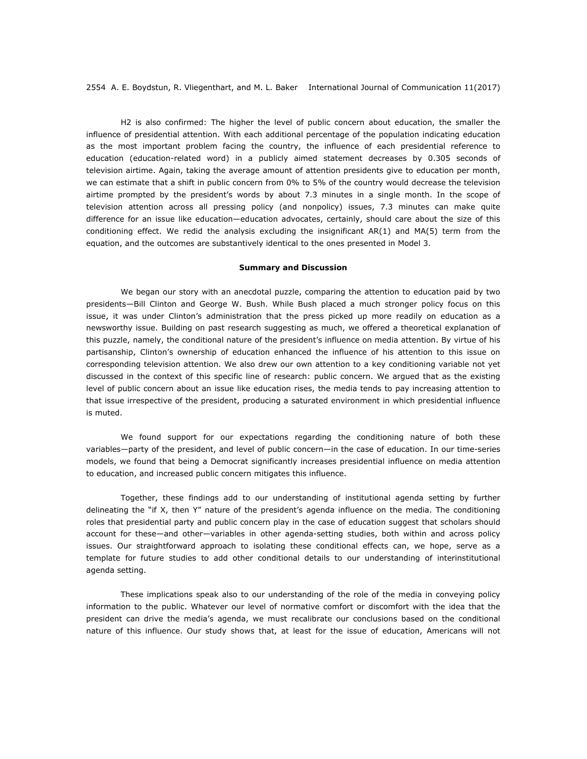H2 is also confirmed: The higher the level of public concern about education, the smaller the influence of presidential attention. With each additional percentage of the population indicating education as the most important problem facing the country, the influence of each presidential reference to education (education-related word) in a publicly aimed statement decreases by 0.305 seconds of television airtime. Again, taking the average amount of attention presidents give to education per month, we can estimate that a shift in public concern from 0% to 5% of the country would decrease the television airtime prompted by the president's words by about 7.3 minutes in a single month. In the scope of television attention across all pressing policy (and nonpolicy) issues, 7.3 minutes can make quite difference for an issue like education—education advocates, certainly, should care about the size of this conditioning effect. We redid the analysis excluding the insignificant AR(1) and MA(5) term from the equation, and the outcomes are substantively identical to the ones presented in Model 3.

## Summary and Discussion

We began our story with an anecdotal puzzle, comparing the attention to education paid by two presidents—Bill Clinton and George W. Bush. While Bush placed a much stronger policy focus on this issue, it was under Clinton's administration that the press picked up more readily on education as a newsworthy issue. Building on past research suggesting as much, we offered a theoretical explanation of this puzzle, namely, the conditional nature of the president's influence on media attention. By virtue of his partisanship, Clinton's ownership of education enhanced the influence of his attention to this issue on corresponding television attention. We also drew our own attention to a key conditioning variable not yet discussed in the context of this specific line of research: public concern. We argued that as the existing level of public concern about an issue like education rises, the media tends to pay increasing attention to that issue irrespective of the president, producing a saturated environment in which presidential influence is muted.

We found support for our expectations regarding the conditioning nature of both these variables—party of the president, and level of public concern—in the case of education. In our time-series models, we found that being a Democrat significantly increases presidential influence on media attention to education, and increased public concern mitigates this influence.

Together, these findings add to our understanding of institutional agenda setting by further delineating the "if X, then Y" nature of the president's agenda influence on the media. The conditioning roles that presidential party and public concern play in the case of education suggest that scholars should account for these—and other—variables in other agenda-setting studies, both within and across policy issues. Our straightforward approach to isolating these conditional effects can, we hope, serve as a template for future studies to add other conditional details to our understanding of interinstitutional agenda setting.

These implications speak also to our understanding of the role of the media in conveying policy information to the public. Whatever our level of normative comfort or discomfort with the idea that the president can drive the media's agenda, we must recalibrate our conclusions based on the conditional nature of this influence. Our study shows that, at least for the issue of education, Americans will not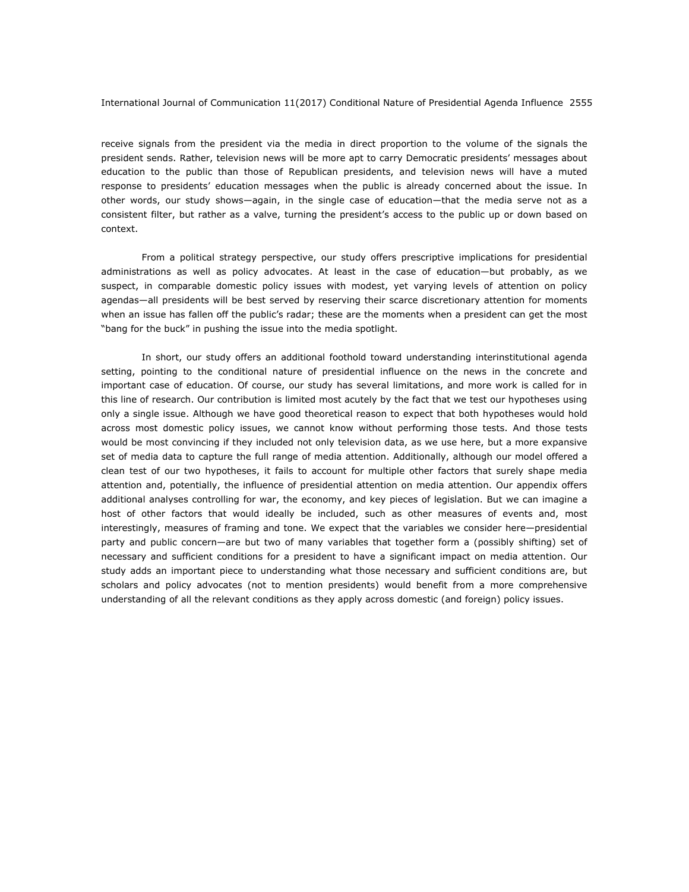receive signals from the president via the media in direct proportion to the volume of the signals the president sends. Rather, television news will be more apt to carry Democratic presidents' messages about education to the public than those of Republican presidents, and television news will have a muted response to presidents' education messages when the public is already concerned about the issue. In other words, our study shows—again, in the single case of education—that the media serve not as a consistent filter, but rather as a valve, turning the president's access to the public up or down based on context.

From a political strategy perspective, our study offers prescriptive implications for presidential administrations as well as policy advocates. At least in the case of education—but probably, as we suspect, in comparable domestic policy issues with modest, yet varying levels of attention on policy agendas—all presidents will be best served by reserving their scarce discretionary attention for moments when an issue has fallen off the public's radar; these are the moments when a president can get the most "bang for the buck" in pushing the issue into the media spotlight.

In short, our study offers an additional foothold toward understanding interinstitutional agenda setting, pointing to the conditional nature of presidential influence on the news in the concrete and important case of education. Of course, our study has several limitations, and more work is called for in this line of research. Our contribution is limited most acutely by the fact that we test our hypotheses using only a single issue. Although we have good theoretical reason to expect that both hypotheses would hold across most domestic policy issues, we cannot know without performing those tests. And those tests would be most convincing if they included not only television data, as we use here, but a more expansive set of media data to capture the full range of media attention. Additionally, although our model offered a clean test of our two hypotheses, it fails to account for multiple other factors that surely shape media attention and, potentially, the influence of presidential attention on media attention. Our appendix offers additional analyses controlling for war, the economy, and key pieces of legislation. But we can imagine a host of other factors that would ideally be included, such as other measures of events and, most interestingly, measures of framing and tone. We expect that the variables we consider here—presidential party and public concern—are but two of many variables that together form a (possibly shifting) set of necessary and sufficient conditions for a president to have a significant impact on media attention. Our study adds an important piece to understanding what those necessary and sufficient conditions are, but scholars and policy advocates (not to mention presidents) would benefit from a more comprehensive understanding of all the relevant conditions as they apply across domestic (and foreign) policy issues.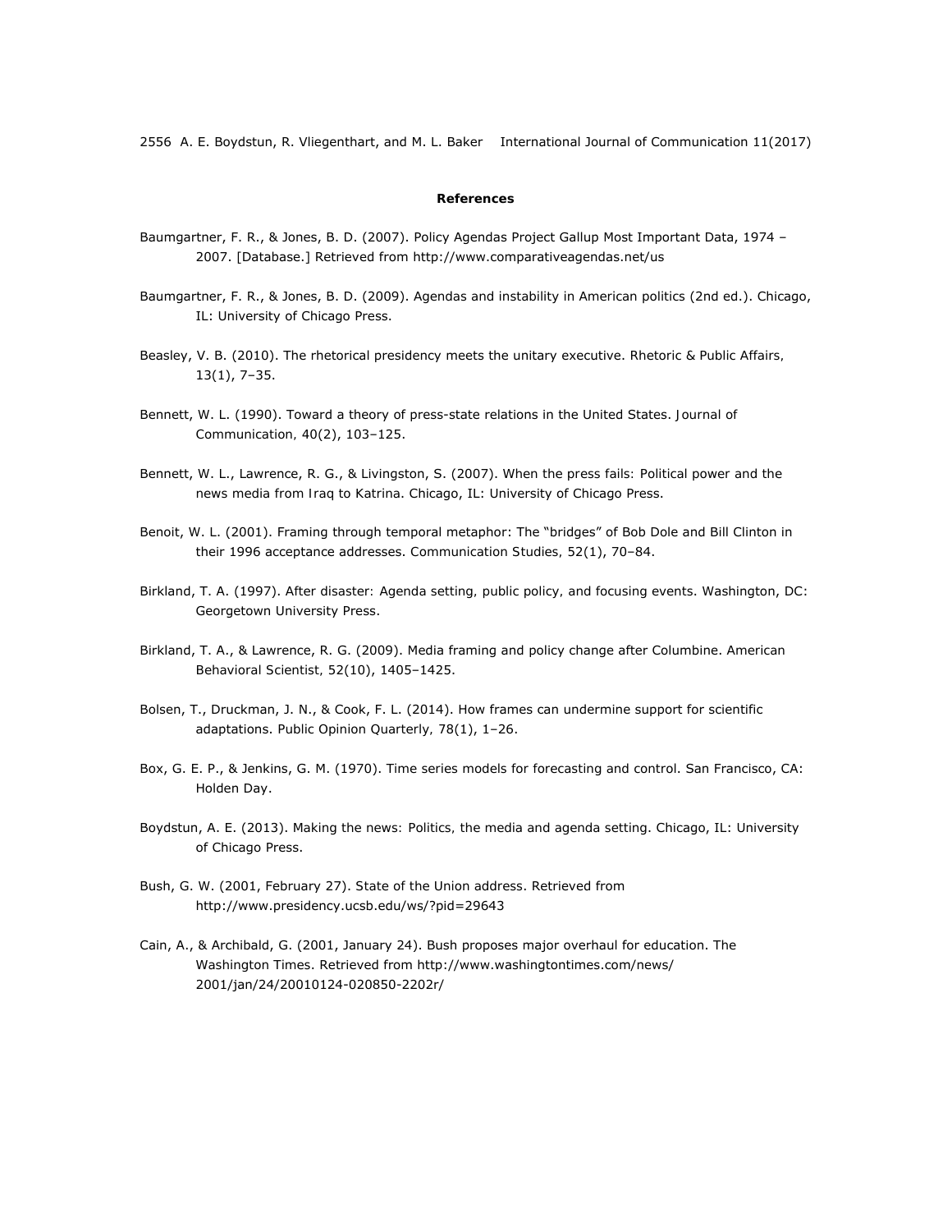## References

Baumgartner, F. R., & Jones, B. D. (2007). Policy Agendas Project Gallup Most Important Data, 1974 – 2007. [Database.] Retrieved from http://www.comparativeagendas.net/us

Baumgartner, F. R., & Jones, B. D. (2009). *Agendas and instability in American politics* (2nd ed.). Chicago, IL: University of Chicago Press.

Beasley, V. B. (2010). The rhetorical presidency meets the unitary executive. *Rhetoric & Public Affairs, 13*(1), 7–35.

Bennett, W. L. (1990). Toward a theory of press-state relations in the United States. *Journal of Communication, 40*(2), 103–125.

Bennett, W. L., Lawrence, R. G., & Livingston, S. (2007). *When the press fails: Political power and the news media from Iraq to Katrina*. Chicago, IL: University of Chicago Press.

Benoit, W. L. (2001). Framing through temporal metaphor: The "bridges" of Bob Dole and Bill Clinton in their 1996 acceptance addresses. *Communication Studies, 52*(1), 70–84.

Birkland, T. A. (1997). *After disaster: Agenda setting, public policy, and focusing events*. Washington, DC: Georgetown University Press.

Birkland, T. A., & Lawrence, R. G. (2009). Media framing and policy change after Columbine. *American Behavioral Scientist, 52*(10), 1405–1425.

Bolsen, T., Druckman, J. N., & Cook, F. L. (2014). How frames can undermine support for scientific adaptations. *Public Opinion Quarterly, 78*(1), 1–26.

Box, G. E. P., & Jenkins, G. M. (1970). *Time series models for forecasting and control*. San Francisco, CA: Holden Day.

Boydstun, A. E. (2013). *Making the news: Politics, the media and agenda setting*. Chicago, IL: University of Chicago Press.

Bush, G. W. (2001, February 27). *State of the Union address*. Retrieved from http://www.presidency.ucsb.edu/ws/?pid=29643

Cain, A., & Archibald, G. (2001, January 24). Bush proposes major overhaul for education. *The Washington Times*. Retrieved from http://www.washingtontimes.com/news/2001/jan/24/20010124-020850-2202r/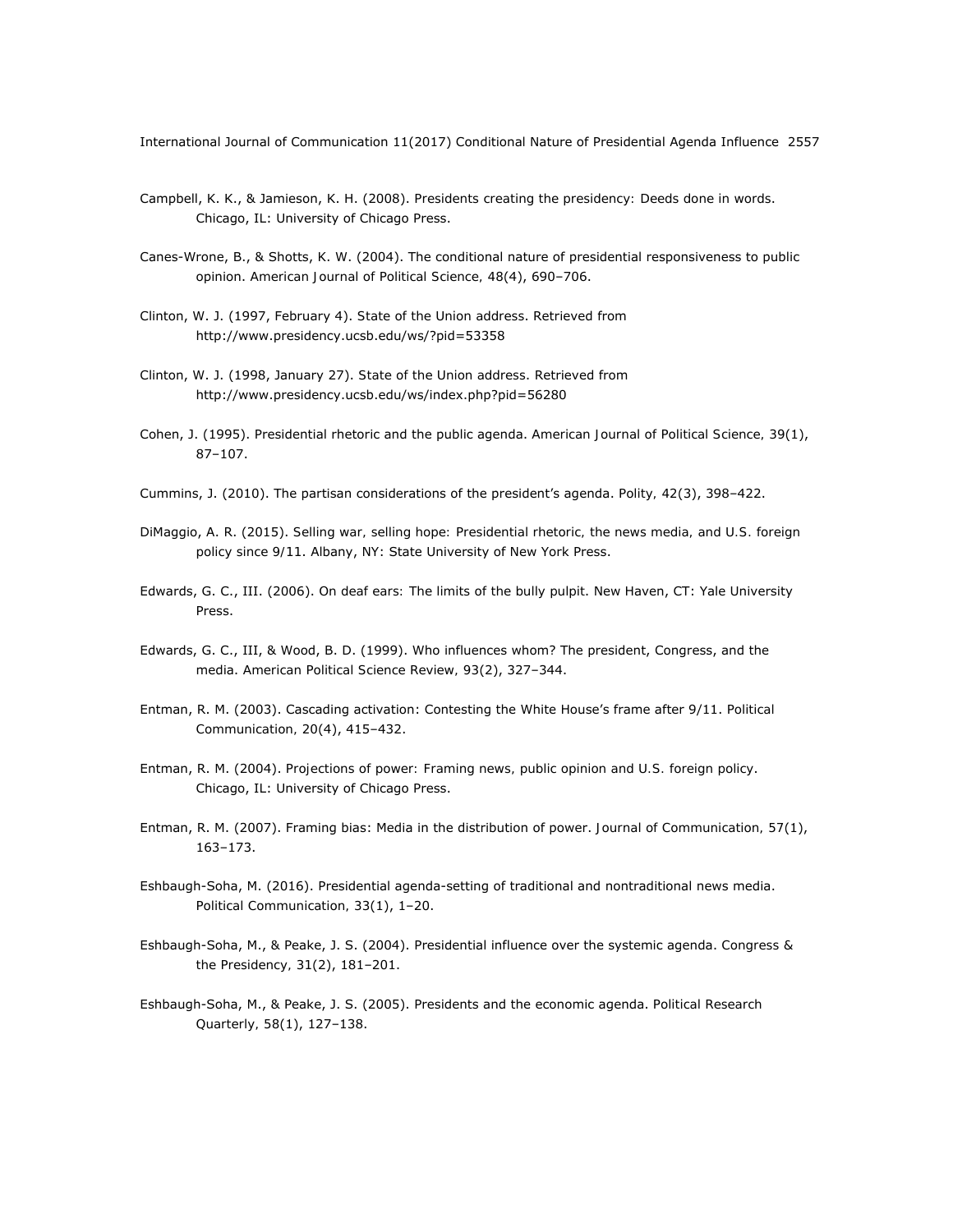Campbell, K. K., & Jamieson, K. H. (2008). *Presidents creating the presidency: Deeds done in words*. Chicago, IL: University of Chicago Press.

Canes-Wrone, B., & Shotts, K. W. (2004). The conditional nature of presidential responsiveness to public opinion. *American Journal of Political Science*, *48*(4), 690–706.

Clinton, W. J. (1997, February 4). State of the Union address. Retrieved from http://www.presidency.ucsb.edu/ws/?pid=53358

Clinton, W. J. (1998, January 27). State of the Union address. Retrieved from http://www.presidency.ucsb.edu/ws/index.php?pid=56280

Cohen, J. (1995). Presidential rhetoric and the public agenda. *American Journal of Political Science*, *39*(1), 87–107.

Cummins, J. (2010). The partisan considerations of the president's agenda. *Polity*, *42*(3), 398–422.

DiMaggio, A. R. (2015). *Selling war, selling hope: Presidential rhetoric, the news media, and U.S. foreign policy since 9/11*. Albany, NY: State University of New York Press.

Edwards, G. C., III. (2006). *On deaf ears: The limits of the bully pulpit*. New Haven, CT: Yale University Press.

Edwards, G. C., III, & Wood, B. D. (1999). Who influences whom? The president, Congress, and the media. *American Political Science Review*, *93*(2), 327–344.

Entman, R. M. (2003). Cascading activation: Contesting the White House's frame after 9/11. *Political Communication*, *20*(4), 415–432.

Entman, R. M. (2004). *Projections of power: Framing news, public opinion and U.S. foreign policy*. Chicago, IL: University of Chicago Press.

Entman, R. M. (2007). Framing bias: Media in the distribution of power. *Journal of Communication*, *57*(1), 163–173.

Eshbaugh-Soha, M. (2016). Presidential agenda-setting of traditional and nontraditional news media. *Political Communication*, *33*(1), 1–20.

Eshbaugh-Soha, M., & Peake, J. S. (2004). Presidential influence over the systemic agenda. *Congress & the Presidency*, *31*(2), 181–201.

Eshbaugh-Soha, M., & Peake, J. S. (2005). Presidents and the economic agenda. *Political Research Quarterly*, *58*(1), 127–138.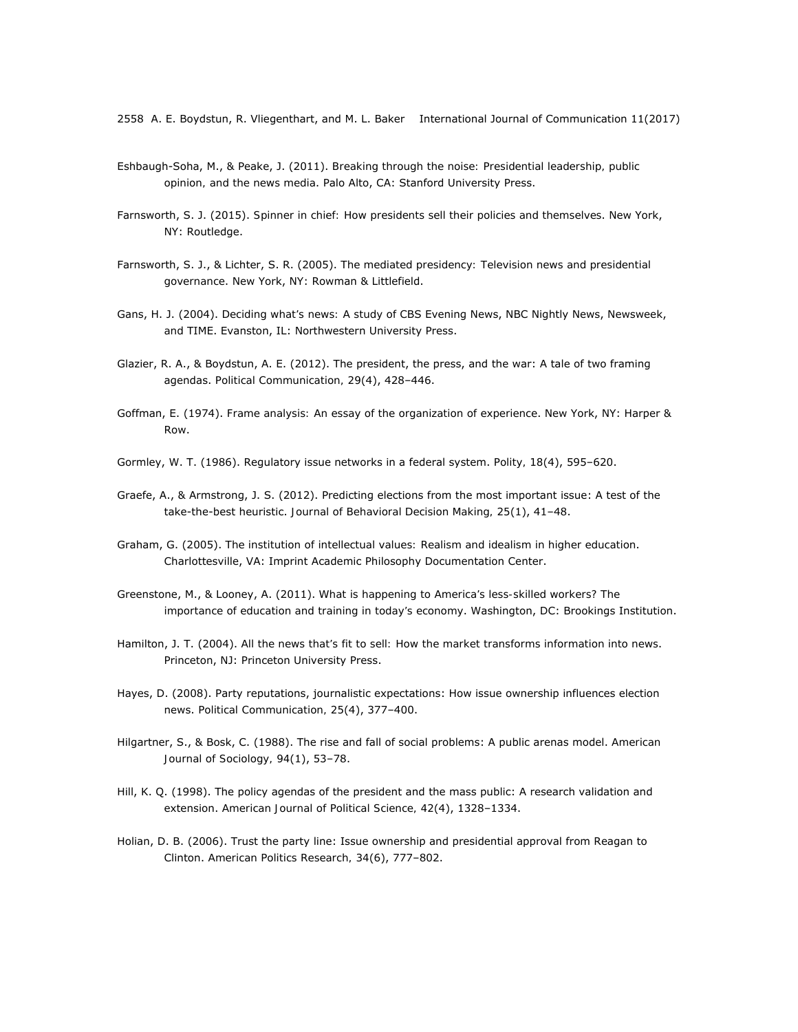Eshbaugh-Soha, M., & Peake, J. (2011). Breaking through the noise: Presidential leadership, public opinion, and the news media. Palo Alto, CA: Stanford University Press.

Farnsworth, S. J. (2015). Spinner in chief: How presidents sell their policies and themselves. New York, NY: Routledge.

Farnsworth, S. J., & Lichter, S. R. (2005). The mediated presidency: Television news and presidential governance. New York, NY: Rowman & Littlefield.

Gans, H. J. (2004). Deciding what's news: A study of CBS Evening News, NBC Nightly News, Newsweek, and TIME. Evanston, IL: Northwestern University Press.

Glazier, R. A., & Boydstun, A. E. (2012). The president, the press, and the war: A tale of two framing agendas. Political Communication, 29(4), 428–446.

Goffman, E. (1974). Frame analysis: An essay of the organization of experience. New York, NY: Harper & Row.

Gormley, W. T. (1986). Regulatory issue networks in a federal system. Polity, 18(4), 595–620.

Graefe, A., & Armstrong, J. S. (2012). Predicting elections from the most important issue: A test of the take-the-best heuristic. Journal of Behavioral Decision Making, 25(1), 41–48.

Graham, G. (2005). The institution of intellectual values: Realism and idealism in higher education. Charlottesville, VA: Imprint Academic Philosophy Documentation Center.

Greenstone, M., & Looney, A. (2011). What is happening to America's less-skilled workers? The importance of education and training in today's economy. Washington, DC: Brookings Institution.

Hamilton, J. T. (2004). All the news that's fit to sell: How the market transforms information into news. Princeton, NJ: Princeton University Press.

Hayes, D. (2008). Party reputations, journalistic expectations: How issue ownership influences election news. Political Communication, 25(4), 377–400.

Hilgartner, S., & Bosk, C. (1988). The rise and fall of social problems: A public arenas model. American Journal of Sociology, 94(1), 53–78.

Hill, K. Q. (1998). The policy agendas of the president and the mass public: A research validation and extension. American Journal of Political Science, 42(4), 1328–1334.

Holian, D. B. (2006). Trust the party line: Issue ownership and presidential approval from Reagan to Clinton. American Politics Research, 34(6), 777–802.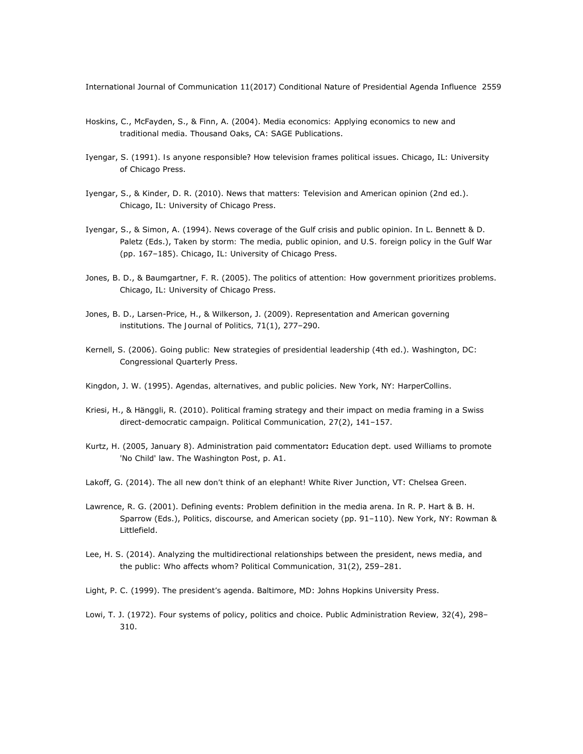Hoskins, C., McFayden, S., & Finn, A. (2004). Media economics: Applying economics to new and traditional media. Thousand Oaks, CA: SAGE Publications.

Iyengar, S. (1991). Is anyone responsible? How television frames political issues. Chicago, IL: University of Chicago Press.

Iyengar, S., & Kinder, D. R. (2010). News that matters: Television and American opinion (2nd ed.). Chicago, IL: University of Chicago Press.

Iyengar, S., & Simon, A. (1994). News coverage of the Gulf crisis and public opinion. In L. Bennett & D. Paletz (Eds.), Taken by storm: The media, public opinion, and U.S. foreign policy in the Gulf War (pp. 167–185). Chicago, IL: University of Chicago Press.

Jones, B. D., & Baumgartner, F. R. (2005). The politics of attention: How government prioritizes problems. Chicago, IL: University of Chicago Press.

Jones, B. D., Larsen-Price, H., & Wilkerson, J. (2009). Representation and American governing institutions. The Journal of Politics, 71(1), 277–290.

Kernell, S. (2006). Going public: New strategies of presidential leadership (4th ed.). Washington, DC: Congressional Quarterly Press.

Kingdon, J. W. (1995). Agendas, alternatives, and public policies. New York, NY: HarperCollins.

Kriesi, H., & Hänggli, R. (2010). Political framing strategy and their impact on media framing in a Swiss direct-democratic campaign. Political Communication, 27(2), 141–157.

Kurtz, H. (2005, January 8). Administration paid commentator**:** Education dept. used Williams to promote 'No Child' law. The Washington Post, p. A1.

Lakoff, G. (2014). The all new don't think of an elephant! White River Junction, VT: Chelsea Green.

Lawrence, R. G. (2001). Defining events: Problem definition in the media arena. In R. P. Hart & B. H. Sparrow (Eds.), Politics, discourse, and American society (pp. 91–110). New York, NY: Rowman & Littlefield.

Lee, H. S. (2014). Analyzing the multidirectional relationships between the president, news media, and the public: Who affects whom? Political Communication, 31(2), 259–281.

Light, P. C. (1999). The president's agenda. Baltimore, MD: Johns Hopkins University Press.

Lowi, T. J. (1972). Four systems of policy, politics and choice. Public Administration Review, 32(4), 298–310.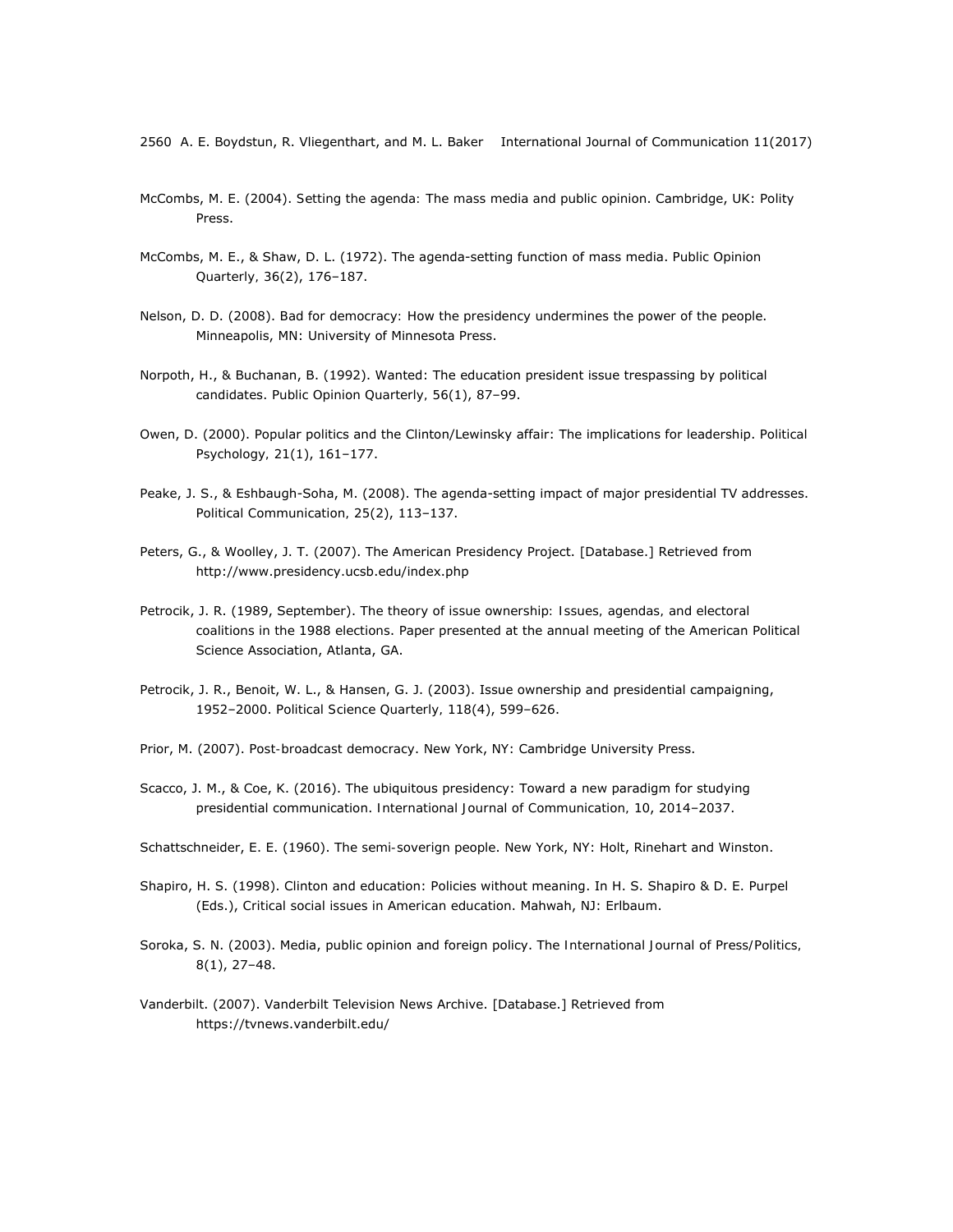McCombs, M. E. (2004). Setting the agenda: The mass media and public opinion. Cambridge, UK: Polity Press.

McCombs, M. E., & Shaw, D. L. (1972). The agenda-setting function of mass media. Public Opinion Quarterly, 36(2), 176–187.

Nelson, D. D. (2008). Bad for democracy: How the presidency undermines the power of the people. Minneapolis, MN: University of Minnesota Press.

Norpoth, H., & Buchanan, B. (1992). Wanted: The education president issue trespassing by political candidates. Public Opinion Quarterly, 56(1), 87–99.

Owen, D. (2000). Popular politics and the Clinton/Lewinsky affair: The implications for leadership. Political Psychology, 21(1), 161–177.

Peake, J. S., & Eshbaugh-Soha, M. (2008). The agenda-setting impact of major presidential TV addresses. Political Communication, 25(2), 113–137.

Peters, G., & Woolley, J. T. (2007). The American Presidency Project. [Database.] Retrieved from http://www.presidency.ucsb.edu/index.php

Petrocik, J. R. (1989, September). The theory of issue ownership: Issues, agendas, and electoral coalitions in the 1988 elections. Paper presented at the annual meeting of the American Political Science Association, Atlanta, GA.

Petrocik, J. R., Benoit, W. L., & Hansen, G. J. (2003). Issue ownership and presidential campaigning, 1952–2000. Political Science Quarterly, 118(4), 599–626.

Prior, M. (2007). Post-broadcast democracy. New York, NY: Cambridge University Press.

Scacco, J. M., & Coe, K. (2016). The ubiquitous presidency: Toward a new paradigm for studying presidential communication. International Journal of Communication, 10, 2014–2037.

Schattschneider, E. E. (1960). The semi-soverign people. New York, NY: Holt, Rinehart and Winston.

Shapiro, H. S. (1998). Clinton and education: Policies without meaning. In H. S. Shapiro & D. E. Purpel (Eds.), Critical social issues in American education. Mahwah, NJ: Erlbaum.

Soroka, S. N. (2003). Media, public opinion and foreign policy. The International Journal of Press/Politics, 8(1), 27–48.

Vanderbilt. (2007). Vanderbilt Television News Archive. [Database.] Retrieved from https://tvnews.vanderbilt.edu/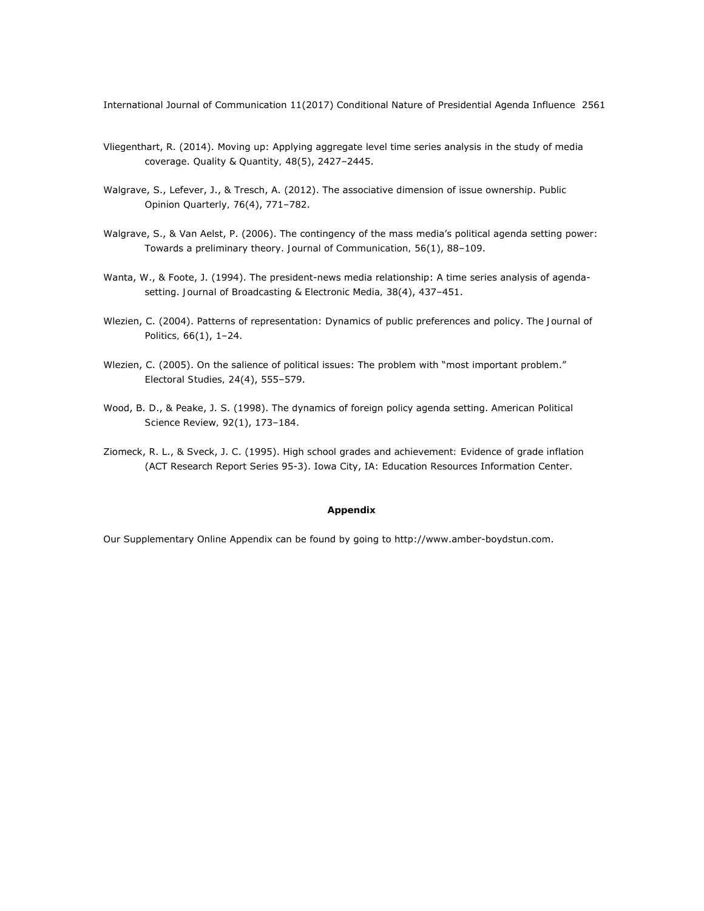Vliegenthart, R. (2014). Moving up: Applying aggregate level time series analysis in the study of media coverage. *Quality & Quantity*, *48*(5), 2427–2445.

Walgrave, S., Lefever, J., & Tresch, A. (2012). The associative dimension of issue ownership. *Public Opinion Quarterly*, *76*(4), 771–782.

Walgrave, S., & Van Aelst, P. (2006). The contingency of the mass media's political agenda setting power: Towards a preliminary theory. *Journal of Communication*, *56*(1), 88–109.

Wanta, W., & Foote, J. (1994). The president-news media relationship: A time series analysis of agenda-setting. *Journal of Broadcasting & Electronic Media*, *38*(4), 437–451.

Wlezien, C. (2004). Patterns of representation: Dynamics of public preferences and policy. *The Journal of Politics*, *66*(1), 1–24.

Wlezien, C. (2005). On the salience of political issues: The problem with "most important problem." *Electoral Studies*, *24*(4), 555–579.

Wood, B. D., & Peake, J. S. (1998). The dynamics of foreign policy agenda setting. *American Political Science Review*, *92*(1), 173–184.

Ziomeck, R. L., & Sveck, J. C. (1995). *High school grades and achievement: Evidence of grade inflation* (ACT Research Report Series 95-3). Iowa City, IA: Education Resources Information Center.

## Appendix

Our Supplementary Online Appendix can be found by going to http://www.amber-boydstun.com.